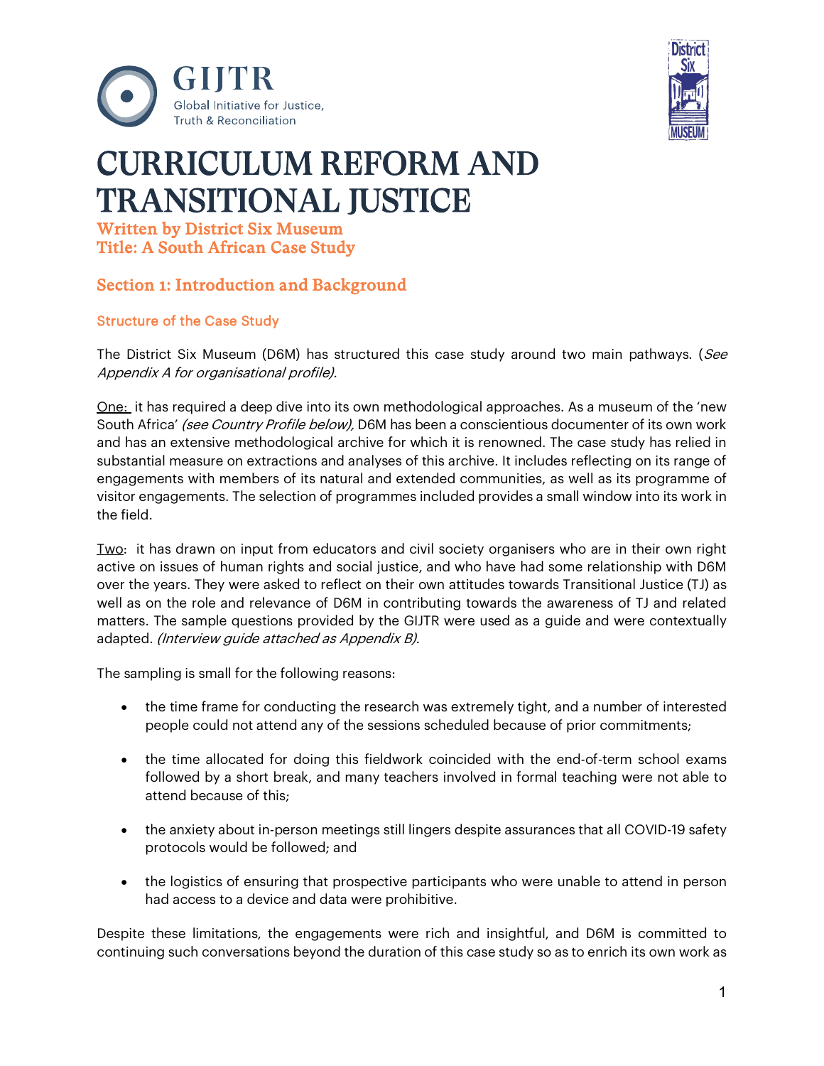# CURRICULUM REFORM AND TRANSITIONAL JUSTICE

**Written by District Six Museum**
**Title: A South African Case Study**

## Section 1: Introduction and Background

### Structure of the Case Study

The District Six Museum (D6M) has structured this case study around two main pathways. (*See Appendix A for organisational profile).*

One: it has required a deep dive into its own methodological approaches. As a museum of the 'new South Africa' *(see Country Profile below),* D6M has been a conscientious documenter of its own work and has an extensive methodological archive for which it is renowned. The case study has relied in substantial measure on extractions and analyses of this archive. It includes reflecting on its range of engagements with members of its natural and extended communities, as well as its programme of visitor engagements. The selection of programmes included provides a small window into its work in the field.

Two: it has drawn on input from educators and civil society organisers who are in their own right active on issues of human rights and social justice, and who have had some relationship with D6M over the years. They were asked to reflect on their own attitudes towards Transitional Justice (TJ) as well as on the role and relevance of D6M in contributing towards the awareness of TJ and related matters. The sample questions provided by the GIJTR were used as a guide and were contextually adapted. *(Interview guide attached as Appendix B).*

The sampling is small for the following reasons:

- the time frame for conducting the research was extremely tight, and a number of interested people could not attend any of the sessions scheduled because of prior commitments;
- the time allocated for doing this fieldwork coincided with the end-of-term school exams followed by a short break, and many teachers involved in formal teaching were not able to attend because of this;
- the anxiety about in-person meetings still lingers despite assurances that all COVID-19 safety protocols would be followed; and
- the logistics of ensuring that prospective participants who were unable to attend in person had access to a device and data were prohibitive.

Despite these limitations, the engagements were rich and insightful, and D6M is committed to continuing such conversations beyond the duration of this case study so as to enrich its own work as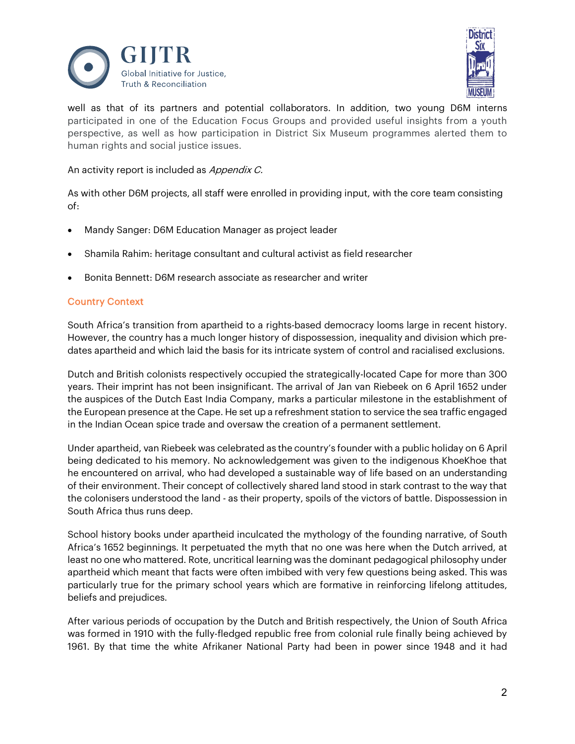well as that of its partners and potential collaborators. In addition, two young D6M interns participated in one of the Education Focus Groups and provided useful insights from a youth perspective, as well as how participation in District Six Museum programmes alerted them to human rights and social justice issues.

An activity report is included as *Appendix C.*

As with other D6M projects, all staff were enrolled in providing input, with the core team consisting of:

- Mandy Sanger: D6M Education Manager as project leader
- Shamila Rahim: heritage consultant and cultural activist as field researcher
- Bonita Bennett: D6M research associate as researcher and writer

## Country Context

South Africa's transition from apartheid to a rights-based democracy looms large in recent history. However, the country has a much longer history of dispossession, inequality and division which pre-dates apartheid and which laid the basis for its intricate system of control and racialised exclusions.

Dutch and British colonists respectively occupied the strategically-located Cape for more than 300 years. Their imprint has not been insignificant. The arrival of Jan van Riebeek on 6 April 1652 under the auspices of the Dutch East India Company, marks a particular milestone in the establishment of the European presence at the Cape. He set up a refreshment station to service the sea traffic engaged in the Indian Ocean spice trade and oversaw the creation of a permanent settlement.

Under apartheid, van Riebeek was celebrated as the country's founder with a public holiday on 6 April being dedicated to his memory. No acknowledgement was given to the indigenous KhoeKhoe that he encountered on arrival, who had developed a sustainable way of life based on an understanding of their environment. Their concept of collectively shared land stood in stark contrast to the way that the colonisers understood the land - as their property, spoils of the victors of battle. Dispossession in South Africa thus runs deep.

School history books under apartheid inculcated the mythology of the founding narrative, of South Africa's 1652 beginnings. It perpetuated the myth that no one was here when the Dutch arrived, at least no one who mattered. Rote, uncritical learning was the dominant pedagogical philosophy under apartheid which meant that facts were often imbibed with very few questions being asked. This was particularly true for the primary school years which are formative in reinforcing lifelong attitudes, beliefs and prejudices.

After various periods of occupation by the Dutch and British respectively, the Union of South Africa was formed in 1910 with the fully-fledged republic free from colonial rule finally being achieved by 1961. By that time the white Afrikaner National Party had been in power since 1948 and it had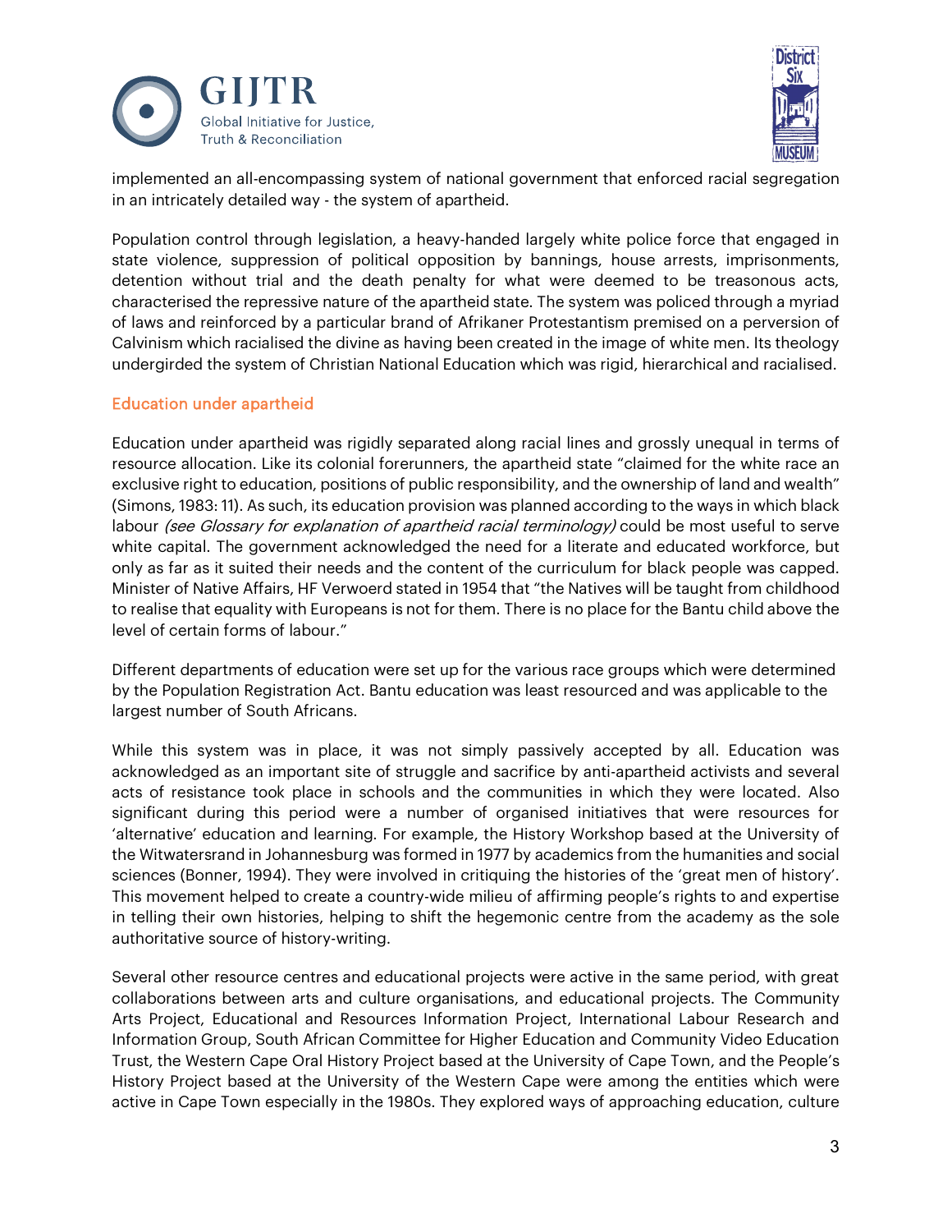implemented an all-encompassing system of national government that enforced racial segregation in an intricately detailed way - the system of apartheid.

Population control through legislation, a heavy-handed largely white police force that engaged in state violence, suppression of political opposition by bannings, house arrests, imprisonments, detention without trial and the death penalty for what were deemed to be treasonous acts, characterised the repressive nature of the apartheid state. The system was policed through a myriad of laws and reinforced by a particular brand of Afrikaner Protestantism premised on a perversion of Calvinism which racialised the divine as having been created in the image of white men. Its theology undergirded the system of Christian National Education which was rigid, hierarchical and racialised.

## Education under apartheid

Education under apartheid was rigidly separated along racial lines and grossly unequal in terms of resource allocation. Like its colonial forerunners, the apartheid state "claimed for the white race an exclusive right to education, positions of public responsibility, and the ownership of land and wealth" (Simons, 1983: 11). As such, its education provision was planned according to the ways in which black labour *(see Glossary for explanation of apartheid racial terminology)* could be most useful to serve white capital. The government acknowledged the need for a literate and educated workforce, but only as far as it suited their needs and the content of the curriculum for black people was capped. Minister of Native Affairs, HF Verwoerd stated in 1954 that "the Natives will be taught from childhood to realise that equality with Europeans is not for them. There is no place for the Bantu child above the level of certain forms of labour."

Different departments of education were set up for the various race groups which were determined by the Population Registration Act. Bantu education was least resourced and was applicable to the largest number of South Africans.

While this system was in place, it was not simply passively accepted by all. Education was acknowledged as an important site of struggle and sacrifice by anti-apartheid activists and several acts of resistance took place in schools and the communities in which they were located. Also significant during this period were a number of organised initiatives that were resources for 'alternative' education and learning. For example, the History Workshop based at the University of the Witwatersrand in Johannesburg was formed in 1977 by academics from the humanities and social sciences (Bonner, 1994). They were involved in critiquing the histories of the 'great men of history'. This movement helped to create a country-wide milieu of affirming people's rights to and expertise in telling their own histories, helping to shift the hegemonic centre from the academy as the sole authoritative source of history-writing.

Several other resource centres and educational projects were active in the same period, with great collaborations between arts and culture organisations, and educational projects. The Community Arts Project, Educational and Resources Information Project, International Labour Research and Information Group, South African Committee for Higher Education and Community Video Education Trust, the Western Cape Oral History Project based at the University of Cape Town, and the People's History Project based at the University of the Western Cape were among the entities which were active in Cape Town especially in the 1980s. They explored ways of approaching education, culture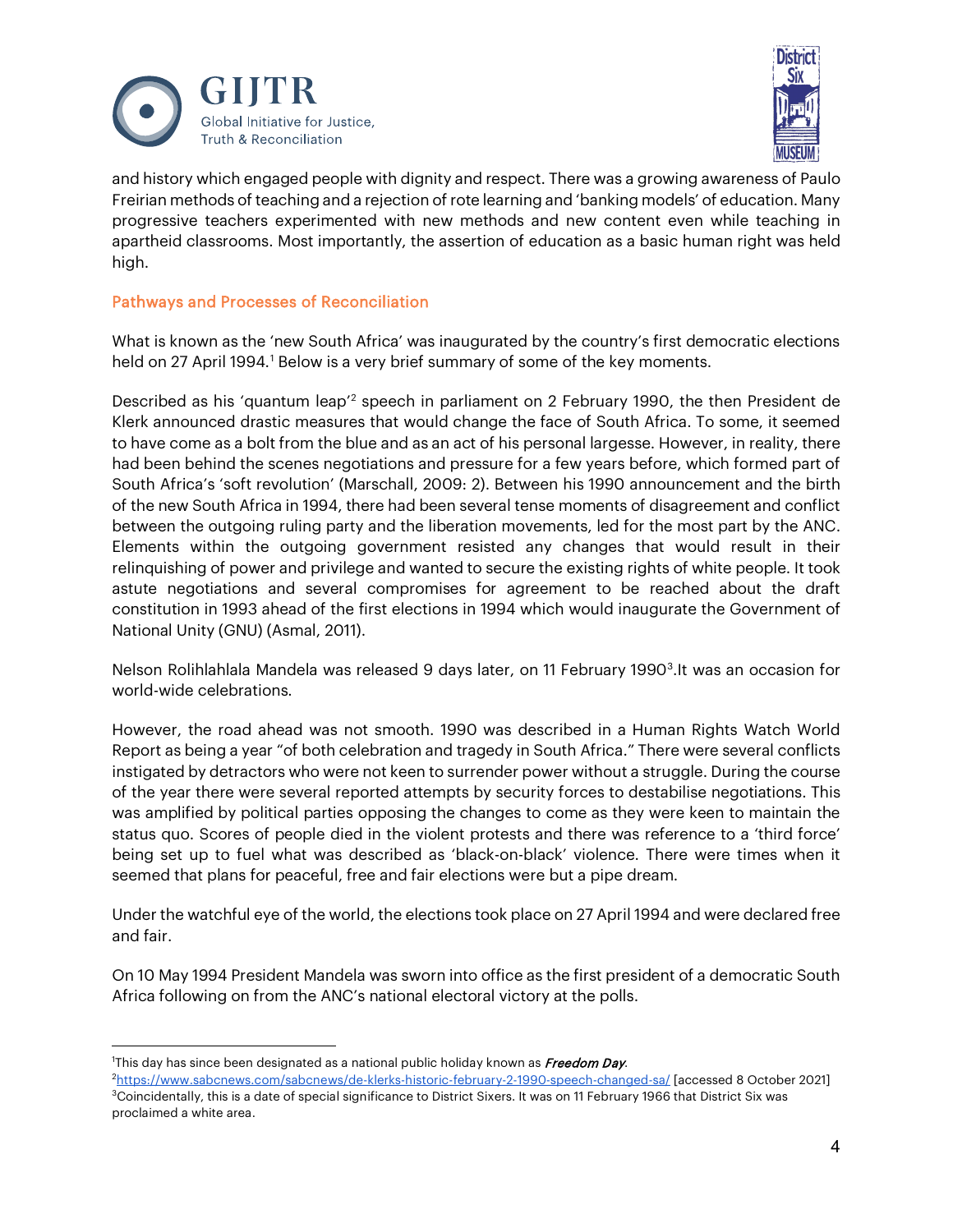and history which engaged people with dignity and respect. There was a growing awareness of Paulo Freirian methods of teaching and a rejection of rote learning and 'banking models' of education. Many progressive teachers experimented with new methods and new content even while teaching in apartheid classrooms. Most importantly, the assertion of education as a basic human right was held high.

## Pathways and Processes of Reconciliation

What is known as the 'new South Africa' was inaugurated by the country's first democratic elections held on 27 April 1994.[1] Below is a very brief summary of some of the key moments.

Described as his 'quantum leap'[2] speech in parliament on 2 February 1990, the then President de Klerk announced drastic measures that would change the face of South Africa. To some, it seemed to have come as a bolt from the blue and as an act of his personal largesse. However, in reality, there had been behind the scenes negotiations and pressure for a few years before, which formed part of South Africa's 'soft revolution' (Marschall, 2009: 2). Between his 1990 announcement and the birth of the new South Africa in 1994, there had been several tense moments of disagreement and conflict between the outgoing ruling party and the liberation movements, led for the most part by the ANC. Elements within the outgoing government resisted any changes that would result in their relinquishing of power and privilege and wanted to secure the existing rights of white people. It took astute negotiations and several compromises for agreement to be reached about the draft constitution in 1993 ahead of the first elections in 1994 which would inaugurate the Government of National Unity (GNU) (Asmal, 2011).

Nelson Rolihlahlala Mandela was released 9 days later, on 11 February 1990[3].It was an occasion for world-wide celebrations.

However, the road ahead was not smooth. 1990 was described in a Human Rights Watch World Report as being a year "of both celebration and tragedy in South Africa." There were several conflicts instigated by detractors who were not keen to surrender power without a struggle. During the course of the year there were several reported attempts by security forces to destabilise negotiations. This was amplified by political parties opposing the changes to come as they were keen to maintain the status quo. Scores of people died in the violent protests and there was reference to a 'third force' being set up to fuel what was described as 'black-on-black' violence. There were times when it seemed that plans for peaceful, free and fair elections were but a pipe dream.

Under the watchful eye of the world, the elections took place on 27 April 1994 and were declared free and fair.

On 10 May 1994 President Mandela was sworn into office as the first president of a democratic South Africa following on from the ANC's national electoral victory at the polls.

---

[1] This day has since been designated as a national public holiday known as *Freedom Day*.

[2] https://www.sabcnews.com/sabcnews/de-klerks-historic-february-2-1990-speech-changed-sa/ [accessed 8 October 2021]

[3] Coincidentally, this is a date of special significance to District Sixers. It was on 11 February 1966 that District Six was proclaimed a white area.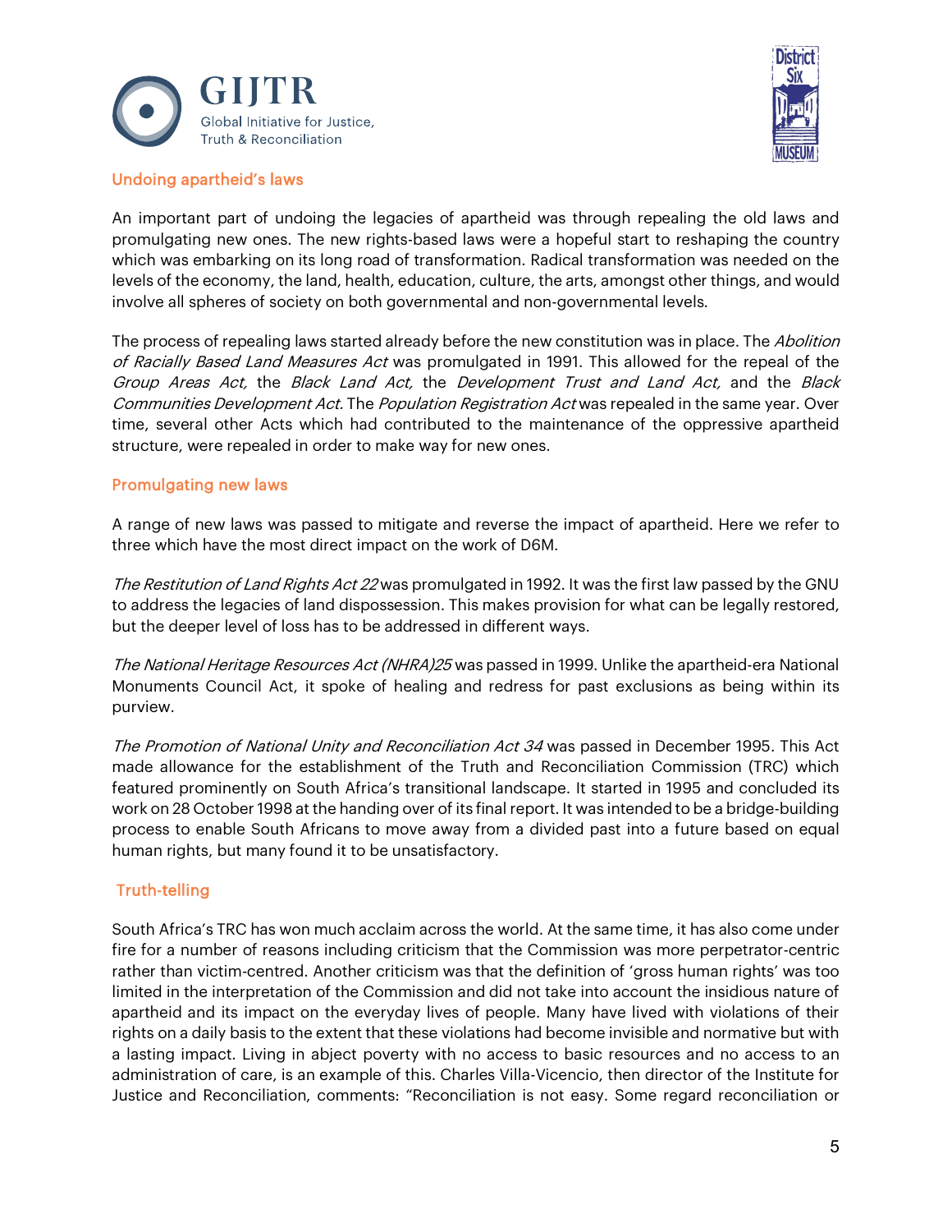## Undoing apartheid's laws

An important part of undoing the legacies of apartheid was through repealing the old laws and promulgating new ones. The new rights-based laws were a hopeful start to reshaping the country which was embarking on its long road of transformation. Radical transformation was needed on the levels of the economy, the land, health, education, culture, the arts, amongst other things, and would involve all spheres of society on both governmental and non-governmental levels.

The process of repealing laws started already before the new constitution was in place. The *Abolition of Racially Based Land Measures Act* was promulgated in 1991. This allowed for the repeal of the *Group Areas Act,* the *Black Land Act,* the *Development Trust and Land Act,* and the *Black Communities Development Act.* The *Population Registration Act* was repealed in the same year. Over time, several other Acts which had contributed to the maintenance of the oppressive apartheid structure, were repealed in order to make way for new ones.

## Promulgating new laws

A range of new laws was passed to mitigate and reverse the impact of apartheid. Here we refer to three which have the most direct impact on the work of D6M.

*The Restitution of Land Rights Act 22* was promulgated in 1992. It was the first law passed by the GNU to address the legacies of land dispossession. This makes provision for what can be legally restored, but the deeper level of loss has to be addressed in different ways.

*The National Heritage Resources Act (NHRA)25* was passed in 1999. Unlike the apartheid-era National Monuments Council Act, it spoke of healing and redress for past exclusions as being within its purview.

*The Promotion of National Unity and Reconciliation Act 34* was passed in December 1995. This Act made allowance for the establishment of the Truth and Reconciliation Commission (TRC) which featured prominently on South Africa's transitional landscape. It started in 1995 and concluded its work on 28 October 1998 at the handing over of its final report. It was intended to be a bridge-building process to enable South Africans to move away from a divided past into a future based on equal human rights, but many found it to be unsatisfactory.

## Truth-telling

South Africa's TRC has won much acclaim across the world. At the same time, it has also come under fire for a number of reasons including criticism that the Commission was more perpetrator-centric rather than victim-centred. Another criticism was that the definition of 'gross human rights' was too limited in the interpretation of the Commission and did not take into account the insidious nature of apartheid and its impact on the everyday lives of people. Many have lived with violations of their rights on a daily basis to the extent that these violations had become invisible and normative but with a lasting impact. Living in abject poverty with no access to basic resources and no access to an administration of care, is an example of this. Charles Villa-Vicencio, then director of the Institute for Justice and Reconciliation, comments: "Reconciliation is not easy. Some regard reconciliation or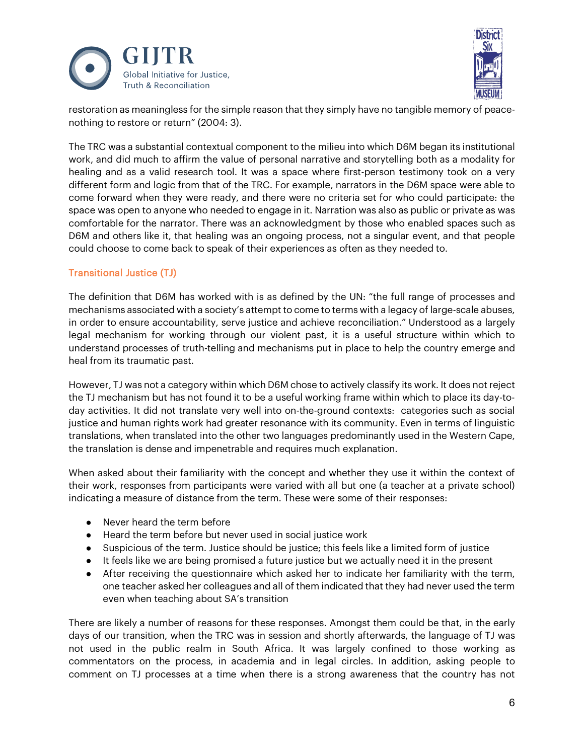restoration as meaningless for the simple reason that they simply have no tangible memory of peace-nothing to restore or return" (2004: 3).

The TRC was a substantial contextual component to the milieu into which D6M began its institutional work, and did much to affirm the value of personal narrative and storytelling both as a modality for healing and as a valid research tool. It was a space where first-person testimony took on a very different form and logic from that of the TRC. For example, narrators in the D6M space were able to come forward when they were ready, and there were no criteria set for who could participate: the space was open to anyone who needed to engage in it. Narration was also as public or private as was comfortable for the narrator. There was an acknowledgment by those who enabled spaces such as D6M and others like it, that healing was an ongoing process, not a singular event, and that people could choose to come back to speak of their experiences as often as they needed to.

### Transitional Justice (TJ)

The definition that D6M has worked with is as defined by the UN: "the full range of processes and mechanisms associated with a society's attempt to come to terms with a legacy of large-scale abuses, in order to ensure accountability, serve justice and achieve reconciliation." Understood as a largely legal mechanism for working through our violent past, it is a useful structure within which to understand processes of truth-telling and mechanisms put in place to help the country emerge and heal from its traumatic past.

However, TJ was not a category within which D6M chose to actively classify its work. It does not reject the TJ mechanism but has not found it to be a useful working frame within which to place its day-to-day activities. It did not translate very well into on-the-ground contexts: categories such as social justice and human rights work had greater resonance with its community. Even in terms of linguistic translations, when translated into the other two languages predominantly used in the Western Cape, the translation is dense and impenetrable and requires much explanation.

When asked about their familiarity with the concept and whether they use it within the context of their work, responses from participants were varied with all but one (a teacher at a private school) indicating a measure of distance from the term. These were some of their responses:

- Never heard the term before
- Heard the term before but never used in social justice work
- Suspicious of the term. Justice should be justice; this feels like a limited form of justice
- It feels like we are being promised a future justice but we actually need it in the present
- After receiving the questionnaire which asked her to indicate her familiarity with the term, one teacher asked her colleagues and all of them indicated that they had never used the term even when teaching about SA's transition

There are likely a number of reasons for these responses. Amongst them could be that, in the early days of our transition, when the TRC was in session and shortly afterwards, the language of TJ was not used in the public realm in South Africa. It was largely confined to those working as commentators on the process, in academia and in legal circles. In addition, asking people to comment on TJ processes at a time when there is a strong awareness that the country has not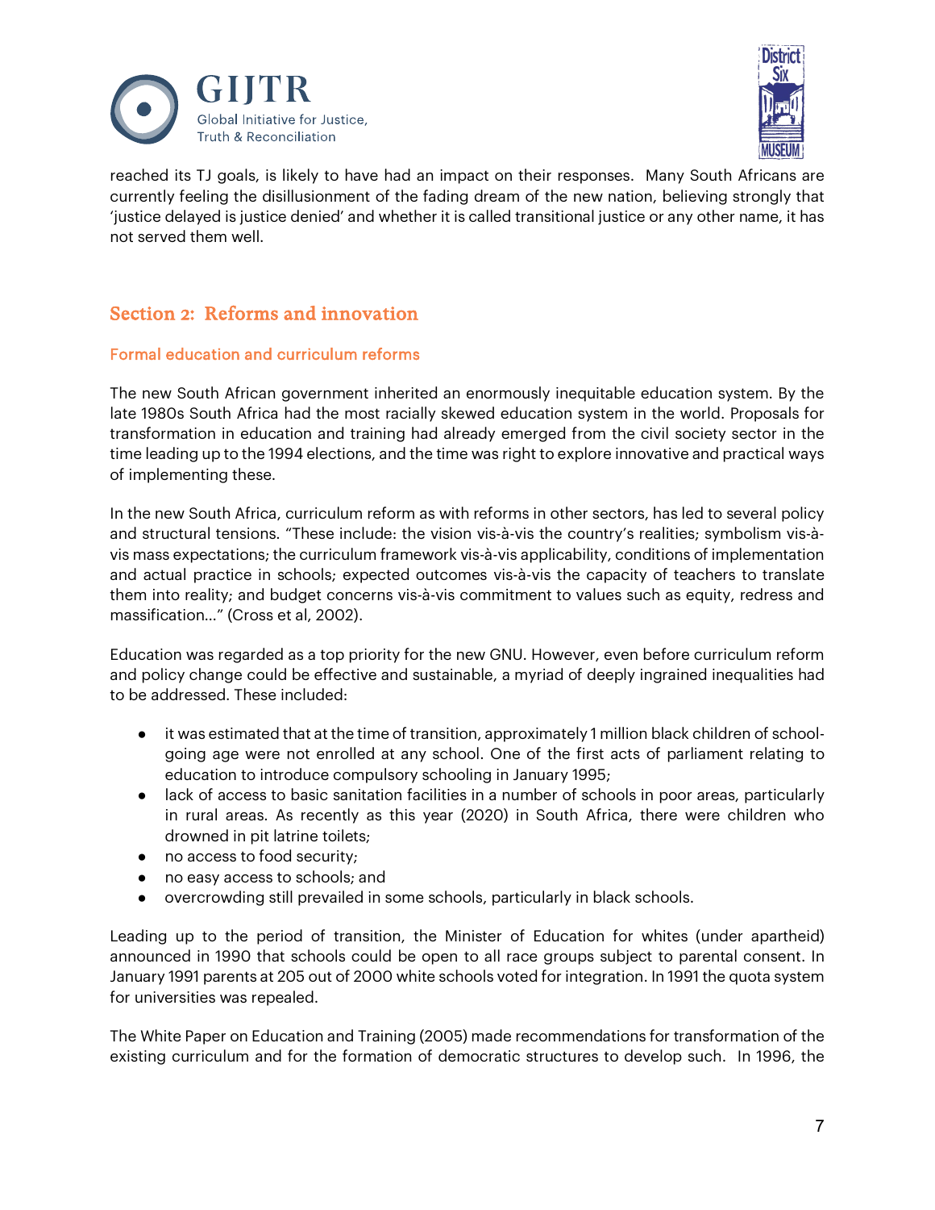reached its TJ goals, is likely to have had an impact on their responses. Many South Africans are currently feeling the disillusionment of the fading dream of the new nation, believing strongly that 'justice delayed is justice denied' and whether it is called transitional justice or any other name, it has not served them well.

## Section 2: Reforms and innovation

### Formal education and curriculum reforms

The new South African government inherited an enormously inequitable education system. By the late 1980s South Africa had the most racially skewed education system in the world. Proposals for transformation in education and training had already emerged from the civil society sector in the time leading up to the 1994 elections, and the time was right to explore innovative and practical ways of implementing these.

In the new South Africa, curriculum reform as with reforms in other sectors, has led to several policy and structural tensions. "These include: the vision vis-à-vis the country's realities; symbolism vis-à-vis mass expectations; the curriculum framework vis-à-vis applicability, conditions of implementation and actual practice in schools; expected outcomes vis-à-vis the capacity of teachers to translate them into reality; and budget concerns vis-à-vis commitment to values such as equity, redress and massification…" (Cross et al, 2002).

Education was regarded as a top priority for the new GNU. However, even before curriculum reform and policy change could be effective and sustainable, a myriad of deeply ingrained inequalities had to be addressed. These included:

- it was estimated that at the time of transition, approximately 1 million black children of school-going age were not enrolled at any school. One of the first acts of parliament relating to education to introduce compulsory schooling in January 1995;
- lack of access to basic sanitation facilities in a number of schools in poor areas, particularly in rural areas. As recently as this year (2020) in South Africa, there were children who drowned in pit latrine toilets;
- no access to food security;
- no easy access to schools; and
- overcrowding still prevailed in some schools, particularly in black schools.

Leading up to the period of transition, the Minister of Education for whites (under apartheid) announced in 1990 that schools could be open to all race groups subject to parental consent. In January 1991 parents at 205 out of 2000 white schools voted for integration. In 1991 the quota system for universities was repealed.

The White Paper on Education and Training (2005) made recommendations for transformation of the existing curriculum and for the formation of democratic structures to develop such. In 1996, the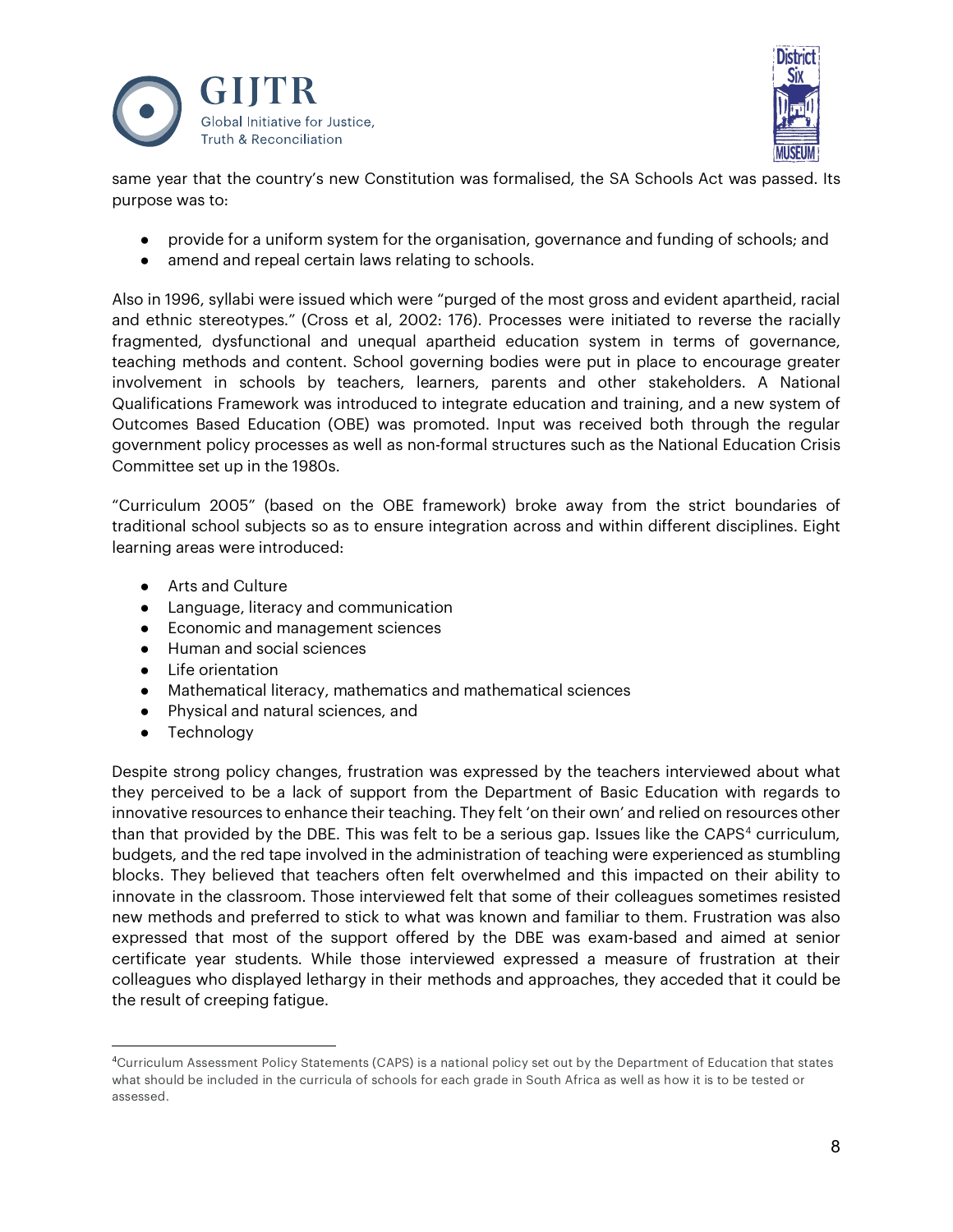same year that the country's new Constitution was formalised, the SA Schools Act was passed. Its purpose was to:

- provide for a uniform system for the organisation, governance and funding of schools; and
- amend and repeal certain laws relating to schools.

Also in 1996, syllabi were issued which were "purged of the most gross and evident apartheid, racial and ethnic stereotypes." (Cross et al, 2002: 176). Processes were initiated to reverse the racially fragmented, dysfunctional and unequal apartheid education system in terms of governance, teaching methods and content. School governing bodies were put in place to encourage greater involvement in schools by teachers, learners, parents and other stakeholders. A National Qualifications Framework was introduced to integrate education and training, and a new system of Outcomes Based Education (OBE) was promoted. Input was received both through the regular government policy processes as well as non-formal structures such as the National Education Crisis Committee set up in the 1980s.

"Curriculum 2005" (based on the OBE framework) broke away from the strict boundaries of traditional school subjects so as to ensure integration across and within different disciplines. Eight learning areas were introduced:

- Arts and Culture
- Language, literacy and communication
- Economic and management sciences
- Human and social sciences
- Life orientation
- Mathematical literacy, mathematics and mathematical sciences
- Physical and natural sciences, and
- Technology

Despite strong policy changes, frustration was expressed by the teachers interviewed about what they perceived to be a lack of support from the Department of Basic Education with regards to innovative resources to enhance their teaching. They felt 'on their own' and relied on resources other than that provided by the DBE. This was felt to be a serious gap. Issues like the CAPS[4] curriculum, budgets, and the red tape involved in the administration of teaching were experienced as stumbling blocks. They believed that teachers often felt overwhelmed and this impacted on their ability to innovate in the classroom. Those interviewed felt that some of their colleagues sometimes resisted new methods and preferred to stick to what was known and familiar to them. Frustration was also expressed that most of the support offered by the DBE was exam-based and aimed at senior certificate year students. While those interviewed expressed a measure of frustration at their colleagues who displayed lethargy in their methods and approaches, they acceded that it could be the result of creeping fatigue.

---

[4]Curriculum Assessment Policy Statements (CAPS) is a national policy set out by the Department of Education that states what should be included in the curricula of schools for each grade in South Africa as well as how it is to be tested or assessed.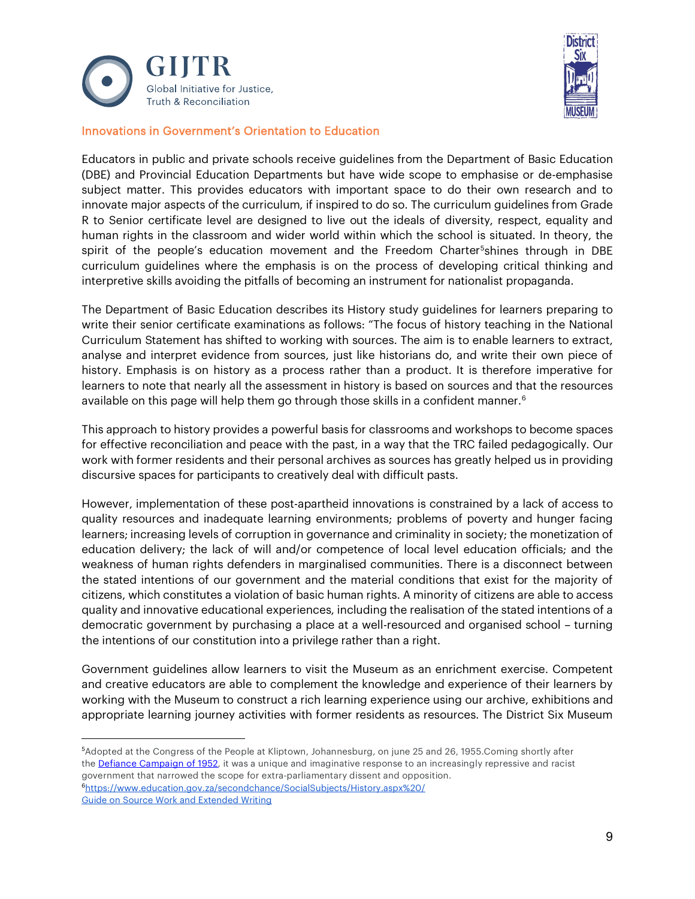## Innovations in Government's Orientation to Education

Educators in public and private schools receive guidelines from the Department of Basic Education (DBE) and Provincial Education Departments but have wide scope to emphasise or de-emphasise subject matter. This provides educators with important space to do their own research and to innovate major aspects of the curriculum, if inspired to do so. The curriculum guidelines from Grade R to Senior certificate level are designed to live out the ideals of diversity, respect, equality and human rights in the classroom and wider world within which the school is situated. In theory, the spirit of the people's education movement and the Freedom Charter[5]shines through in DBE curriculum guidelines where the emphasis is on the process of developing critical thinking and interpretive skills avoiding the pitfalls of becoming an instrument for nationalist propaganda.

The Department of Basic Education describes its History study guidelines for learners preparing to write their senior certificate examinations as follows: "The focus of history teaching in the National Curriculum Statement has shifted to working with sources. The aim is to enable learners to extract, analyse and interpret evidence from sources, just like historians do, and write their own piece of history. Emphasis is on history as a process rather than a product. It is therefore imperative for learners to note that nearly all the assessment in history is based on sources and that the resources available on this page will help them go through those skills in a confident manner.[6]

This approach to history provides a powerful basis for classrooms and workshops to become spaces for effective reconciliation and peace with the past, in a way that the TRC failed pedagogically. Our work with former residents and their personal archives as sources has greatly helped us in providing discursive spaces for participants to creatively deal with difficult pasts.

However, implementation of these post-apartheid innovations is constrained by a lack of access to quality resources and inadequate learning environments; problems of poverty and hunger facing learners; increasing levels of corruption in governance and criminality in society; the monetization of education delivery; the lack of will and/or competence of local level education officials; and the weakness of human rights defenders in marginalised communities. There is a disconnect between the stated intentions of our government and the material conditions that exist for the majority of citizens, which constitutes a violation of basic human rights. A minority of citizens are able to access quality and innovative educational experiences, including the realisation of the stated intentions of a democratic government by purchasing a place at a well-resourced and organised school – turning the intentions of our constitution into a privilege rather than a right.

Government guidelines allow learners to visit the Museum as an enrichment exercise. Competent and creative educators are able to complement the knowledge and experience of their learners by working with the Museum to construct a rich learning experience using our archive, exhibitions and appropriate learning journey activities with former residents as resources. The District Six Museum

---

[5]Adopted at the Congress of the People at Kliptown, Johannesburg, on june 25 and 26, 1955.Coming shortly after the Defiance Campaign of 1952, it was a unique and imaginative response to an increasingly repressive and racist government that narrowed the scope for extra-parliamentary dissent and opposition.

[6]https://www.education.gov.za/secondchance/SocialSubjects/History.aspx%20/ Guide on Source Work and Extended Writing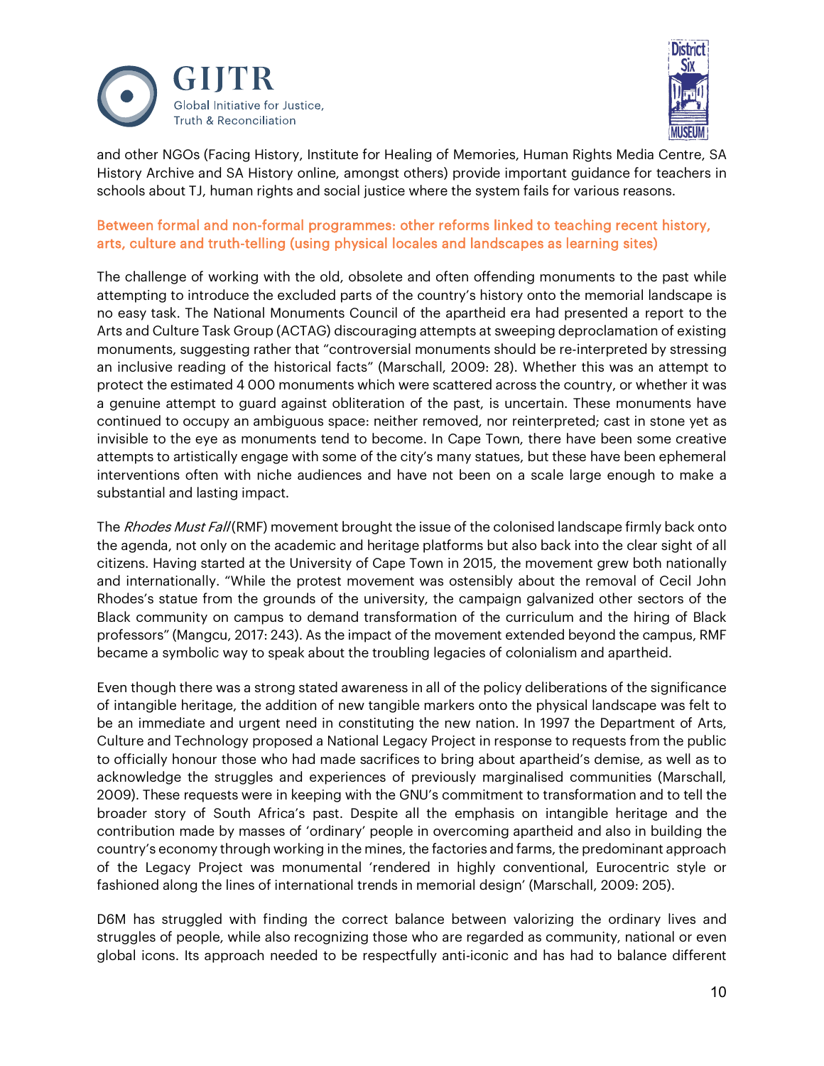and other NGOs (Facing History, Institute for Healing of Memories, Human Rights Media Centre, SA History Archive and SA History online, amongst others) provide important guidance for teachers in schools about TJ, human rights and social justice where the system fails for various reasons.

### Between formal and non-formal programmes: other reforms linked to teaching recent history, arts, culture and truth-telling (using physical locales and landscapes as learning sites)

The challenge of working with the old, obsolete and often offending monuments to the past while attempting to introduce the excluded parts of the country's history onto the memorial landscape is no easy task. The National Monuments Council of the apartheid era had presented a report to the Arts and Culture Task Group (ACTAG) discouraging attempts at sweeping deproclamation of existing monuments, suggesting rather that "controversial monuments should be re-interpreted by stressing an inclusive reading of the historical facts" (Marschall, 2009: 28). Whether this was an attempt to protect the estimated 4 000 monuments which were scattered across the country, or whether it was a genuine attempt to guard against obliteration of the past, is uncertain. These monuments have continued to occupy an ambiguous space: neither removed, nor reinterpreted; cast in stone yet as invisible to the eye as monuments tend to become. In Cape Town, there have been some creative attempts to artistically engage with some of the city's many statues, but these have been ephemeral interventions often with niche audiences and have not been on a scale large enough to make a substantial and lasting impact.

The *Rhodes Must Fall* (RMF) movement brought the issue of the colonised landscape firmly back onto the agenda, not only on the academic and heritage platforms but also back into the clear sight of all citizens. Having started at the University of Cape Town in 2015, the movement grew both nationally and internationally. "While the protest movement was ostensibly about the removal of Cecil John Rhodes's statue from the grounds of the university, the campaign galvanized other sectors of the Black community on campus to demand transformation of the curriculum and the hiring of Black professors" (Mangcu, 2017: 243). As the impact of the movement extended beyond the campus, RMF became a symbolic way to speak about the troubling legacies of colonialism and apartheid.

Even though there was a strong stated awareness in all of the policy deliberations of the significance of intangible heritage, the addition of new tangible markers onto the physical landscape was felt to be an immediate and urgent need in constituting the new nation. In 1997 the Department of Arts, Culture and Technology proposed a National Legacy Project in response to requests from the public to officially honour those who had made sacrifices to bring about apartheid's demise, as well as to acknowledge the struggles and experiences of previously marginalised communities (Marschall, 2009). These requests were in keeping with the GNU's commitment to transformation and to tell the broader story of South Africa's past. Despite all the emphasis on intangible heritage and the contribution made by masses of 'ordinary' people in overcoming apartheid and also in building the country's economy through working in the mines, the factories and farms, the predominant approach of the Legacy Project was monumental 'rendered in highly conventional, Eurocentric style or fashioned along the lines of international trends in memorial design' (Marschall, 2009: 205).

D6M has struggled with finding the correct balance between valorizing the ordinary lives and struggles of people, while also recognizing those who are regarded as community, national or even global icons. Its approach needed to be respectfully anti-iconic and has had to balance different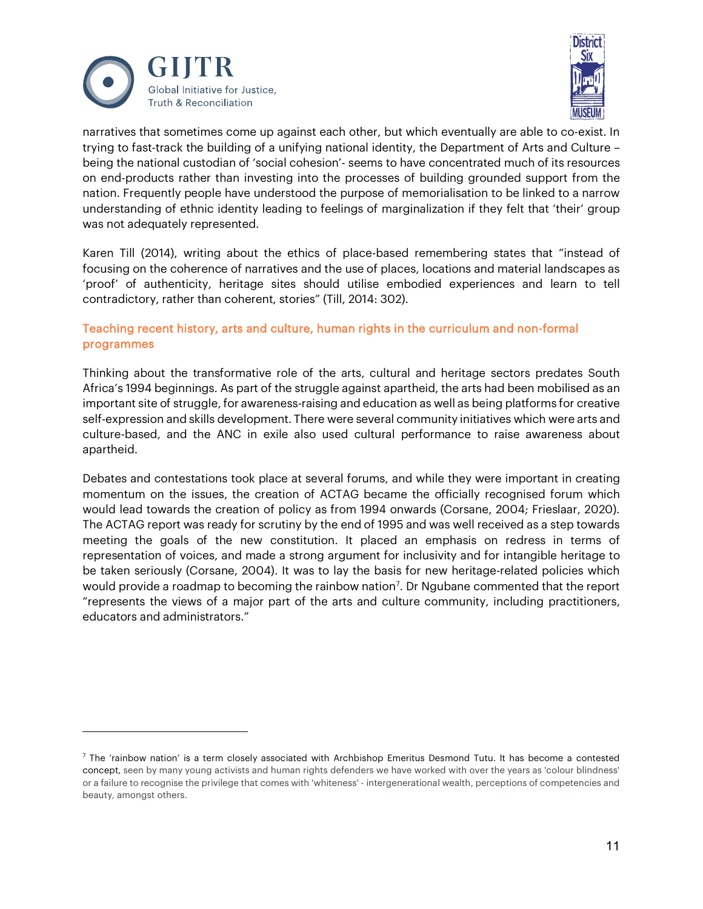narratives that sometimes come up against each other, but which eventually are able to co-exist. In trying to fast-track the building of a unifying national identity, the Department of Arts and Culture – being the national custodian of 'social cohesion'- seems to have concentrated much of its resources on end-products rather than investing into the processes of building grounded support from the nation. Frequently people have understood the purpose of memorialisation to be linked to a narrow understanding of ethnic identity leading to feelings of marginalization if they felt that 'their' group was not adequately represented.

Karen Till (2014), writing about the ethics of place-based remembering states that "instead of focusing on the coherence of narratives and the use of places, locations and material landscapes as 'proof' of authenticity, heritage sites should utilise embodied experiences and learn to tell contradictory, rather than coherent, stories" (Till, 2014: 302).

## Teaching recent history, arts and culture, human rights in the curriculum and non-formal programmes

Thinking about the transformative role of the arts, cultural and heritage sectors predates South Africa's 1994 beginnings. As part of the struggle against apartheid, the arts had been mobilised as an important site of struggle, for awareness-raising and education as well as being platforms for creative self-expression and skills development. There were several community initiatives which were arts and culture-based, and the ANC in exile also used cultural performance to raise awareness about apartheid.

Debates and contestations took place at several forums, and while they were important in creating momentum on the issues, the creation of ACTAG became the officially recognised forum which would lead towards the creation of policy as from 1994 onwards (Corsane, 2004; Frieslaar, 2020). The ACTAG report was ready for scrutiny by the end of 1995 and was well received as a step towards meeting the goals of the new constitution. It placed an emphasis on redress in terms of representation of voices, and made a strong argument for inclusivity and for intangible heritage to be taken seriously (Corsane, 2004). It was to lay the basis for new heritage-related policies which would provide a roadmap to becoming the rainbow nation[7]. Dr Ngubane commented that the report "represents the views of a major part of the arts and culture community, including practitioners, educators and administrators."

[7] The 'rainbow nation' is a term closely associated with Archbishop Emeritus Desmond Tutu. It has become a contested concept, seen by many young activists and human rights defenders we have worked with over the years as 'colour blindness' or a failure to recognise the privilege that comes with 'whiteness' - intergenerational wealth, perceptions of competencies and beauty, amongst others.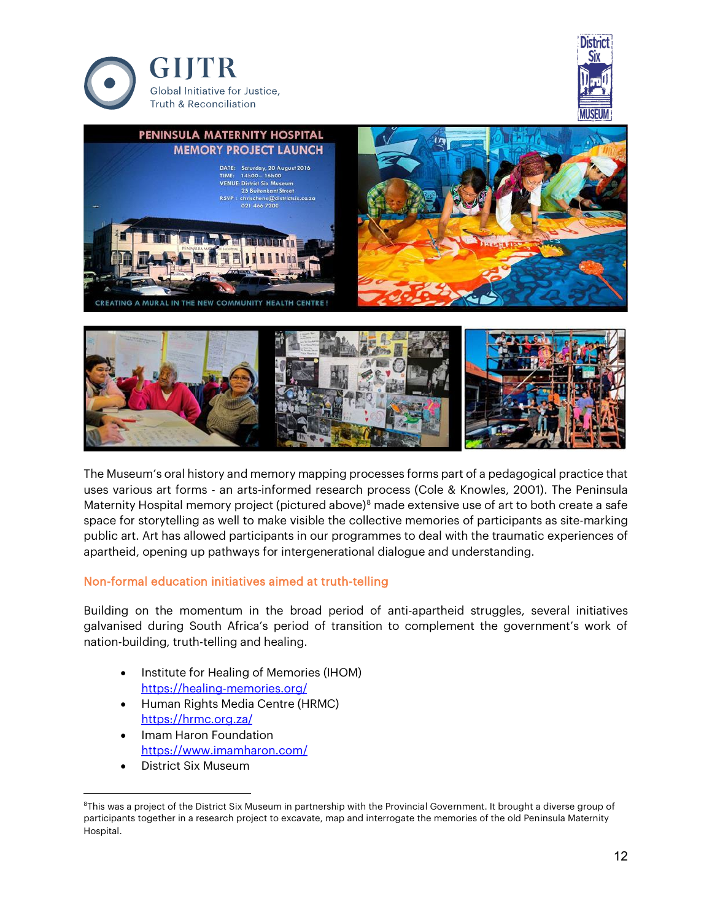The Museum's oral history and memory mapping processes forms part of a pedagogical practice that uses various art forms - an arts-informed research process (Cole & Knowles, 2001). The Peninsula Maternity Hospital memory project (pictured above)[8] made extensive use of art to both create a safe space for storytelling as well to make visible the collective memories of participants as site-marking public art. Art has allowed participants in our programmes to deal with the traumatic experiences of apartheid, opening up pathways for intergenerational dialogue and understanding.

## Non-formal education initiatives aimed at truth-telling

Building on the momentum in the broad period of anti-apartheid struggles, several initiatives galvanised during South Africa's period of transition to complement the government's work of nation-building, truth-telling and healing.

- Institute for Healing of Memories (IHOM)
  https://healing-memories.org/
- Human Rights Media Centre (HRMC)
  https://hrmc.org.za/
- Imam Haron Foundation
  https://www.imamharon.com/
- District Six Museum

[8] This was a project of the District Six Museum in partnership with the Provincial Government. It brought a diverse group of participants together in a research project to excavate, map and interrogate the memories of the old Peninsula Maternity Hospital.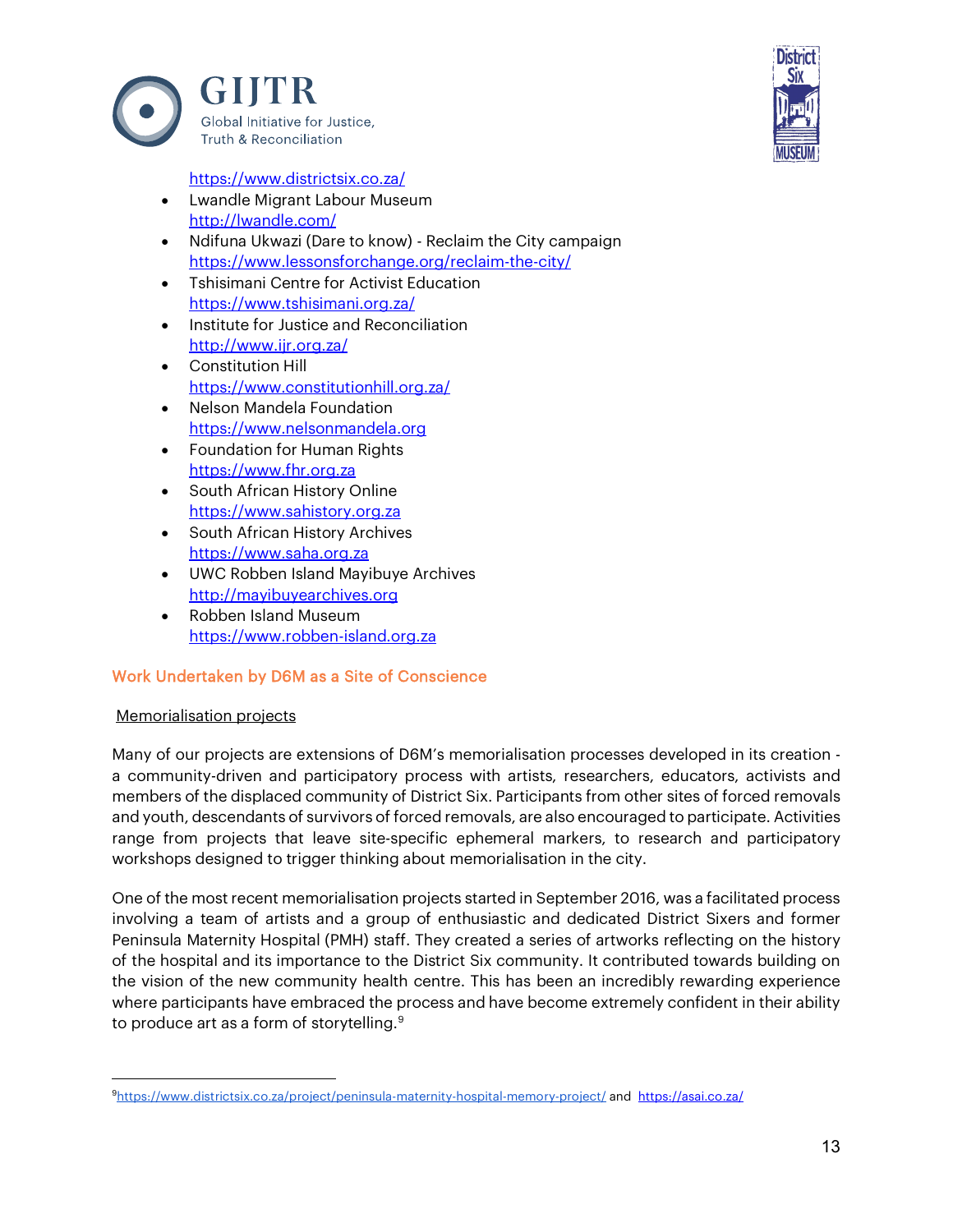https://www.districtsix.co.za/

- Lwandle Migrant Labour Museum
  http://lwandle.com/
- Ndifuna Ukwazi (Dare to know) - Reclaim the City campaign
  https://www.lessonsforchange.org/reclaim-the-city/
- Tshisimani Centre for Activist Education
  https://www.tshisimani.org.za/
- Institute for Justice and Reconciliation
  http://www.ijr.org.za/
- Constitution Hill
  https://www.constitutionhill.org.za/
- Nelson Mandela Foundation
  https://www.nelsonmandela.org
- Foundation for Human Rights
  https://www.fhr.org.za
- South African History Online
  https://www.sahistory.org.za
- South African History Archives
  https://www.saha.org.za
- UWC Robben Island Mayibuye Archives
  http://mayibuyearchives.org
- Robben Island Museum
  https://www.robben-island.org.za

## Work Undertaken by D6M as a Site of Conscience

Memorialisation projects

Many of our projects are extensions of D6M's memorialisation processes developed in its creation - a community-driven and participatory process with artists, researchers, educators, activists and members of the displaced community of District Six. Participants from other sites of forced removals and youth, descendants of survivors of forced removals, are also encouraged to participate. Activities range from projects that leave site-specific ephemeral markers, to research and participatory workshops designed to trigger thinking about memorialisation in the city.

One of the most recent memorialisation projects started in September 2016, was a facilitated process involving a team of artists and a group of enthusiastic and dedicated District Sixers and former Peninsula Maternity Hospital (PMH) staff. They created a series of artworks reflecting on the history of the hospital and its importance to the District Six community. It contributed towards building on the vision of the new community health centre. This has been an incredibly rewarding experience where participants have embraced the process and have become extremely confident in their ability to produce art as a form of storytelling.[9]

---

[9] https://www.districtsix.co.za/project/peninsula-maternity-hospital-memory-project/ and https://asai.co.za/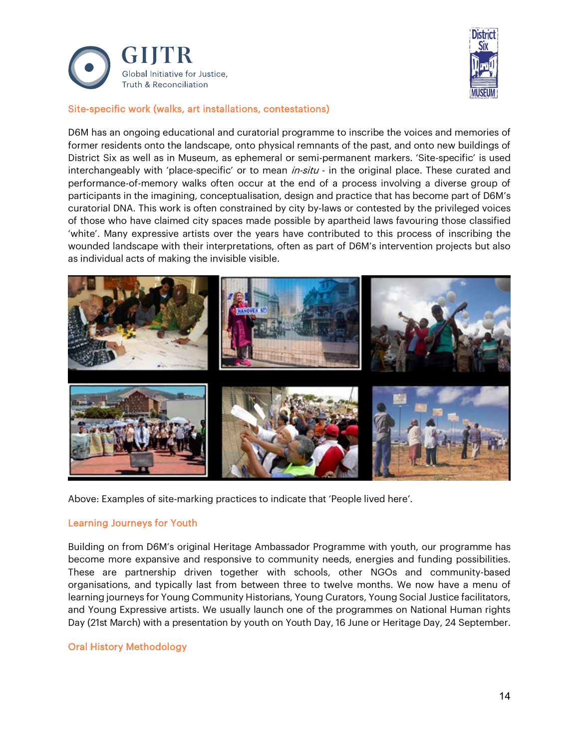## Site-specific work (walks, art installations, contestations)

D6M has an ongoing educational and curatorial programme to inscribe the voices and memories of former residents onto the landscape, onto physical remnants of the past, and onto new buildings of District Six as well as in Museum, as ephemeral or semi-permanent markers. 'Site-specific' is used interchangeably with 'place-specific' or to mean *in-situ* - in the original place. These curated and performance-of-memory walks often occur at the end of a process involving a diverse group of participants in the imagining, conceptualisation, design and practice that has become part of D6M's curatorial DNA. This work is often constrained by city by-laws or contested by the privileged voices of those who have claimed city spaces made possible by apartheid laws favouring those classified 'white'. Many expressive artists over the years have contributed to this process of inscribing the wounded landscape with their interpretations, often as part of D6M's intervention projects but also as individual acts of making the invisible visible.

Above: Examples of site-marking practices to indicate that 'People lived here'.

## Learning Journeys for Youth

Building on from D6M's original Heritage Ambassador Programme with youth, our programme has become more expansive and responsive to community needs, energies and funding possibilities. These are partnership driven together with schools, other NGOs and community-based organisations, and typically last from between three to twelve months. We now have a menu of learning journeys for Young Community Historians, Young Curators, Young Social Justice facilitators, and Young Expressive artists. We usually launch one of the programmes on National Human rights Day (21st March) with a presentation by youth on Youth Day, 16 June or Heritage Day, 24 September.

## Oral History Methodology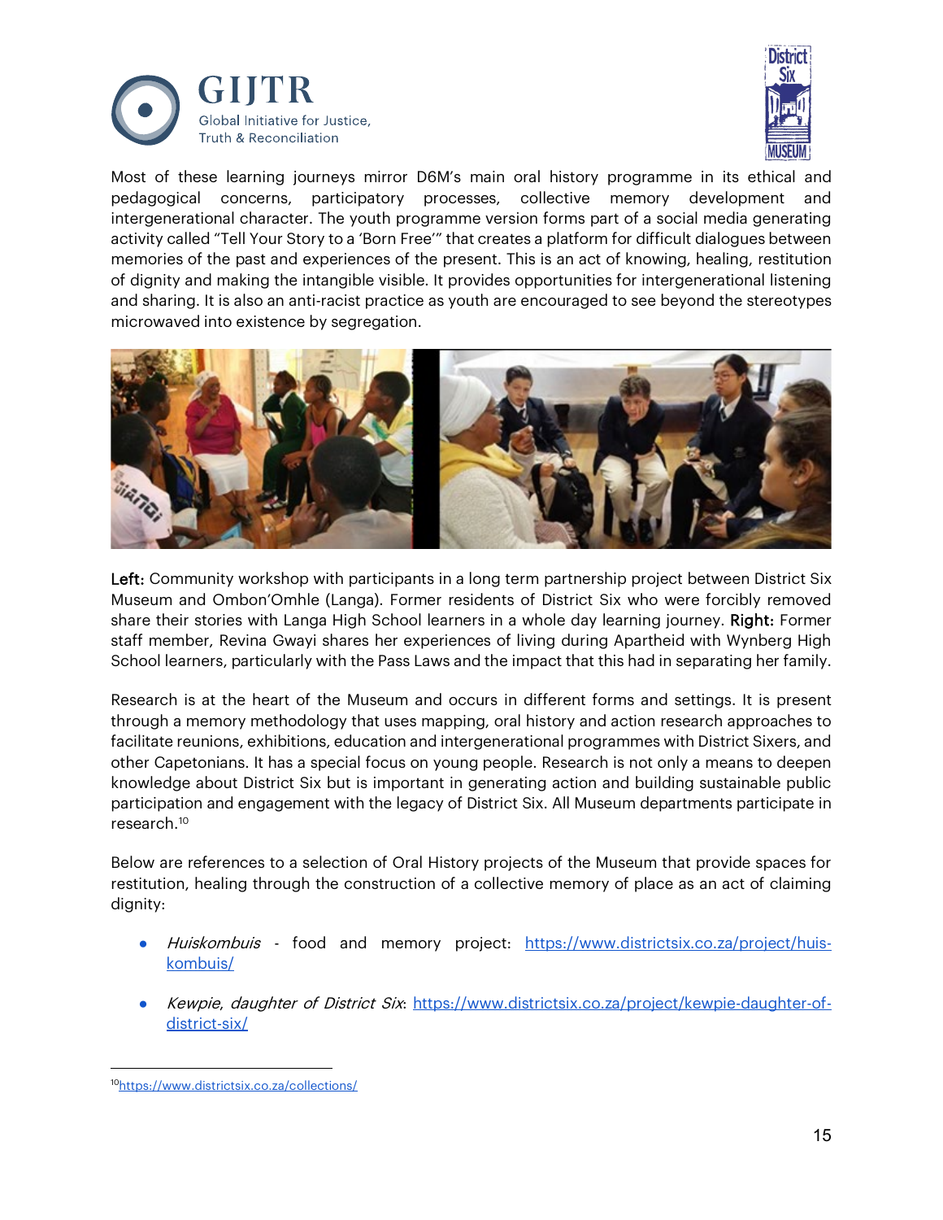Most of these learning journeys mirror D6M's main oral history programme in its ethical and pedagogical concerns, participatory processes, collective memory development and intergenerational character. The youth programme version forms part of a social media generating activity called "Tell Your Story to a 'Born Free'" that creates a platform for difficult dialogues between memories of the past and experiences of the present. This is an act of knowing, healing, restitution of dignity and making the intangible visible. It provides opportunities for intergenerational listening and sharing. It is also an anti-racist practice as youth are encouraged to see beyond the stereotypes microwaved into existence by segregation.

**Left:** Community workshop with participants in a long term partnership project between District Six Museum and Ombon'Omhle (Langa). Former residents of District Six who were forcibly removed share their stories with Langa High School learners in a whole day learning journey. **Right:** Former staff member, Revina Gwayi shares her experiences of living during Apartheid with Wynberg High School learners, particularly with the Pass Laws and the impact that this had in separating her family.

Research is at the heart of the Museum and occurs in different forms and settings. It is present through a memory methodology that uses mapping, oral history and action research approaches to facilitate reunions, exhibitions, education and intergenerational programmes with District Sixers, and other Capetonians. It has a special focus on young people. Research is not only a means to deepen knowledge about District Six but is important in generating action and building sustainable public participation and engagement with the legacy of District Six. All Museum departments participate in research.[10]

Below are references to a selection of Oral History projects of the Museum that provide spaces for restitution, healing through the construction of a collective memory of place as an act of claiming dignity:

- *Huiskombuis* - food and memory project: https://www.districtsix.co.za/project/huis-kombuis/
- *Kewpie, daughter of District Six*: https://www.districtsix.co.za/project/kewpie-daughter-of-district-six/

---

[10] https://www.districtsix.co.za/collections/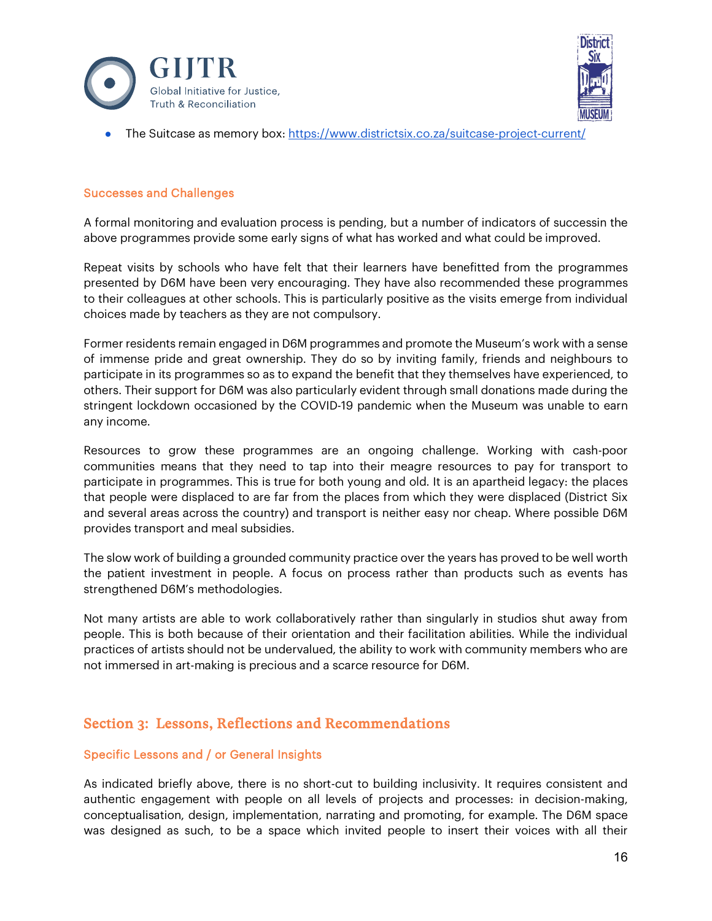- The Suitcase as memory box: https://www.districtsix.co.za/suitcase-project-current/

### Successes and Challenges

A formal monitoring and evaluation process is pending, but a number of indicators of successin the above programmes provide some early signs of what has worked and what could be improved.

Repeat visits by schools who have felt that their learners have benefitted from the programmes presented by D6M have been very encouraging. They have also recommended these programmes to their colleagues at other schools. This is particularly positive as the visits emerge from individual choices made by teachers as they are not compulsory.

Former residents remain engaged in D6M programmes and promote the Museum's work with a sense of immense pride and great ownership. They do so by inviting family, friends and neighbours to participate in its programmes so as to expand the benefit that they themselves have experienced, to others. Their support for D6M was also particularly evident through small donations made during the stringent lockdown occasioned by the COVID-19 pandemic when the Museum was unable to earn any income.

Resources to grow these programmes are an ongoing challenge. Working with cash-poor communities means that they need to tap into their meagre resources to pay for transport to participate in programmes. This is true for both young and old. It is an apartheid legacy: the places that people were displaced to are far from the places from which they were displaced (District Six and several areas across the country) and transport is neither easy nor cheap. Where possible D6M provides transport and meal subsidies.

The slow work of building a grounded community practice over the years has proved to be well worth the patient investment in people. A focus on process rather than products such as events has strengthened D6M's methodologies.

Not many artists are able to work collaboratively rather than singularly in studios shut away from people. This is both because of their orientation and their facilitation abilities. While the individual practices of artists should not be undervalued, the ability to work with community members who are not immersed in art-making is precious and a scarce resource for D6M.

## Section 3: Lessons, Reflections and Recommendations

### Specific Lessons and / or General Insights

As indicated briefly above, there is no short-cut to building inclusivity. It requires consistent and authentic engagement with people on all levels of projects and processes: in decision-making, conceptualisation, design, implementation, narrating and promoting, for example. The D6M space was designed as such, to be a space which invited people to insert their voices with all their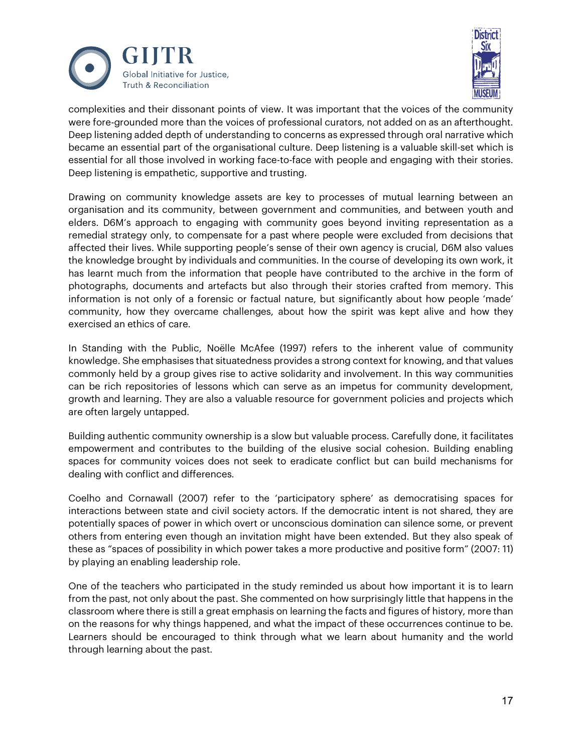complexities and their dissonant points of view. It was important that the voices of the community were fore-grounded more than the voices of professional curators, not added on as an afterthought. Deep listening added depth of understanding to concerns as expressed through oral narrative which became an essential part of the organisational culture. Deep listening is a valuable skill-set which is essential for all those involved in working face-to-face with people and engaging with their stories. Deep listening is empathetic, supportive and trusting.

Drawing on community knowledge assets are key to processes of mutual learning between an organisation and its community, between government and communities, and between youth and elders. D6M's approach to engaging with community goes beyond inviting representation as a remedial strategy only, to compensate for a past where people were excluded from decisions that affected their lives. While supporting people's sense of their own agency is crucial, D6M also values the knowledge brought by individuals and communities. In the course of developing its own work, it has learnt much from the information that people have contributed to the archive in the form of photographs, documents and artefacts but also through their stories crafted from memory. This information is not only of a forensic or factual nature, but significantly about how people 'made' community, how they overcame challenges, about how the spirit was kept alive and how they exercised an ethics of care.

In Standing with the Public, Noëlle McAfee (1997) refers to the inherent value of community knowledge. She emphasises that situatedness provides a strong context for knowing, and that values commonly held by a group gives rise to active solidarity and involvement. In this way communities can be rich repositories of lessons which can serve as an impetus for community development, growth and learning. They are also a valuable resource for government policies and projects which are often largely untapped.

Building authentic community ownership is a slow but valuable process. Carefully done, it facilitates empowerment and contributes to the building of the elusive social cohesion. Building enabling spaces for community voices does not seek to eradicate conflict but can build mechanisms for dealing with conflict and differences.

Coelho and Cornawall (2007) refer to the 'participatory sphere' as democratising spaces for interactions between state and civil society actors. If the democratic intent is not shared, they are potentially spaces of power in which overt or unconscious domination can silence some, or prevent others from entering even though an invitation might have been extended. But they also speak of these as "spaces of possibility in which power takes a more productive and positive form" (2007: 11) by playing an enabling leadership role.

One of the teachers who participated in the study reminded us about how important it is to learn from the past, not only about the past. She commented on how surprisingly little that happens in the classroom where there is still a great emphasis on learning the facts and figures of history, more than on the reasons for why things happened, and what the impact of these occurrences continue to be. Learners should be encouraged to think through what we learn about humanity and the world through learning about the past.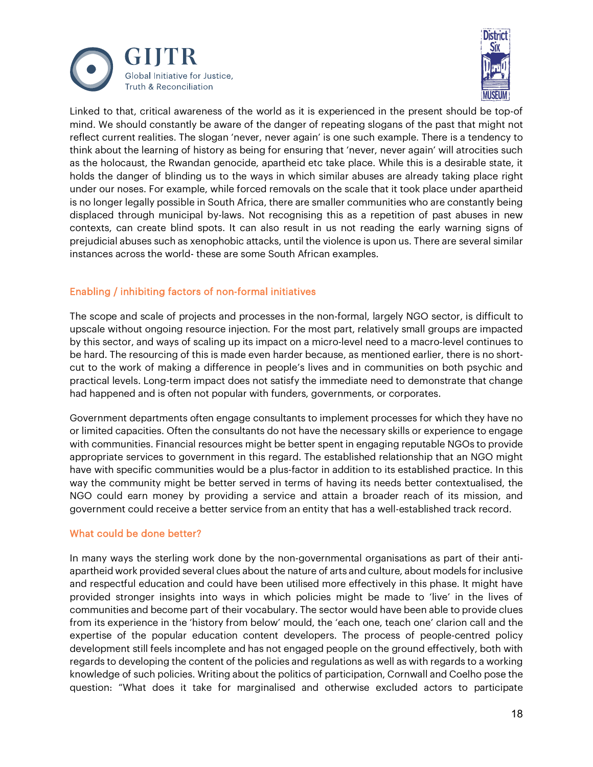Linked to that, critical awareness of the world as it is experienced in the present should be top-of mind. We should constantly be aware of the danger of repeating slogans of the past that might not reflect current realities. The slogan 'never, never again' is one such example. There is a tendency to think about the learning of history as being for ensuring that 'never, never again' will atrocities such as the holocaust, the Rwandan genocide, apartheid etc take place. While this is a desirable state, it holds the danger of blinding us to the ways in which similar abuses are already taking place right under our noses. For example, while forced removals on the scale that it took place under apartheid is no longer legally possible in South Africa, there are smaller communities who are constantly being displaced through municipal by-laws. Not recognising this as a repetition of past abuses in new contexts, can create blind spots. It can also result in us not reading the early warning signs of prejudicial abuses such as xenophobic attacks, until the violence is upon us. There are several similar instances across the world- these are some South African examples.

### Enabling / inhibiting factors of non-formal initiatives

The scope and scale of projects and processes in the non-formal, largely NGO sector, is difficult to upscale without ongoing resource injection. For the most part, relatively small groups are impacted by this sector, and ways of scaling up its impact on a micro-level need to a macro-level continues to be hard. The resourcing of this is made even harder because, as mentioned earlier, there is no short-cut to the work of making a difference in people's lives and in communities on both psychic and practical levels. Long-term impact does not satisfy the immediate need to demonstrate that change had happened and is often not popular with funders, governments, or corporates.

Government departments often engage consultants to implement processes for which they have no or limited capacities. Often the consultants do not have the necessary skills or experience to engage with communities. Financial resources might be better spent in engaging reputable NGOs to provide appropriate services to government in this regard. The established relationship that an NGO might have with specific communities would be a plus-factor in addition to its established practice. In this way the community might be better served in terms of having its needs better contextualised, the NGO could earn money by providing a service and attain a broader reach of its mission, and government could receive a better service from an entity that has a well-established track record.

### What could be done better?

In many ways the sterling work done by the non-governmental organisations as part of their anti-apartheid work provided several clues about the nature of arts and culture, about models for inclusive and respectful education and could have been utilised more effectively in this phase. It might have provided stronger insights into ways in which policies might be made to 'live' in the lives of communities and become part of their vocabulary. The sector would have been able to provide clues from its experience in the 'history from below' mould, the 'each one, teach one' clarion call and the expertise of the popular education content developers. The process of people-centred policy development still feels incomplete and has not engaged people on the ground effectively, both with regards to developing the content of the policies and regulations as well as with regards to a working knowledge of such policies. Writing about the politics of participation, Cornwall and Coelho pose the question: "What does it take for marginalised and otherwise excluded actors to participate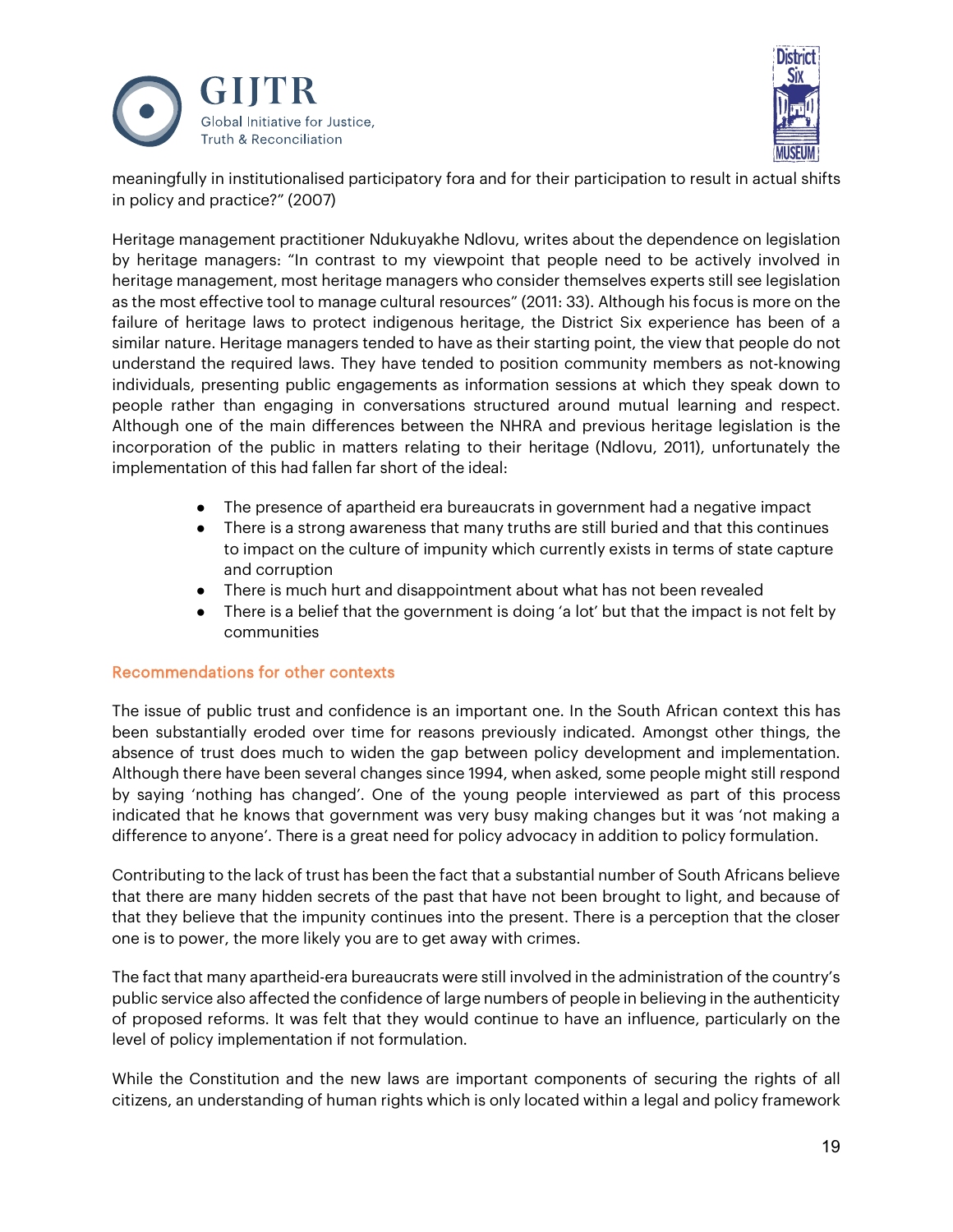meaningfully in institutionalised participatory fora and for their participation to result in actual shifts in policy and practice?" (2007)

Heritage management practitioner Ndukuyakhe Ndlovu, writes about the dependence on legislation by heritage managers: "In contrast to my viewpoint that people need to be actively involved in heritage management, most heritage managers who consider themselves experts still see legislation as the most effective tool to manage cultural resources" (2011: 33). Although his focus is more on the failure of heritage laws to protect indigenous heritage, the District Six experience has been of a similar nature. Heritage managers tended to have as their starting point, the view that people do not understand the required laws. They have tended to position community members as not-knowing individuals, presenting public engagements as information sessions at which they speak down to people rather than engaging in conversations structured around mutual learning and respect. Although one of the main differences between the NHRA and previous heritage legislation is the incorporation of the public in matters relating to their heritage (Ndlovu, 2011), unfortunately the implementation of this had fallen far short of the ideal:

- The presence of apartheid era bureaucrats in government had a negative impact
- There is a strong awareness that many truths are still buried and that this continues to impact on the culture of impunity which currently exists in terms of state capture and corruption
- There is much hurt and disappointment about what has not been revealed
- There is a belief that the government is doing 'a lot' but that the impact is not felt by communities

### Recommendations for other contexts

The issue of public trust and confidence is an important one. In the South African context this has been substantially eroded over time for reasons previously indicated. Amongst other things, the absence of trust does much to widen the gap between policy development and implementation. Although there have been several changes since 1994, when asked, some people might still respond by saying 'nothing has changed'. One of the young people interviewed as part of this process indicated that he knows that government was very busy making changes but it was 'not making a difference to anyone'. There is a great need for policy advocacy in addition to policy formulation.

Contributing to the lack of trust has been the fact that a substantial number of South Africans believe that there are many hidden secrets of the past that have not been brought to light, and because of that they believe that the impunity continues into the present. There is a perception that the closer one is to power, the more likely you are to get away with crimes.

The fact that many apartheid-era bureaucrats were still involved in the administration of the country's public service also affected the confidence of large numbers of people in believing in the authenticity of proposed reforms. It was felt that they would continue to have an influence, particularly on the level of policy implementation if not formulation.

While the Constitution and the new laws are important components of securing the rights of all citizens, an understanding of human rights which is only located within a legal and policy framework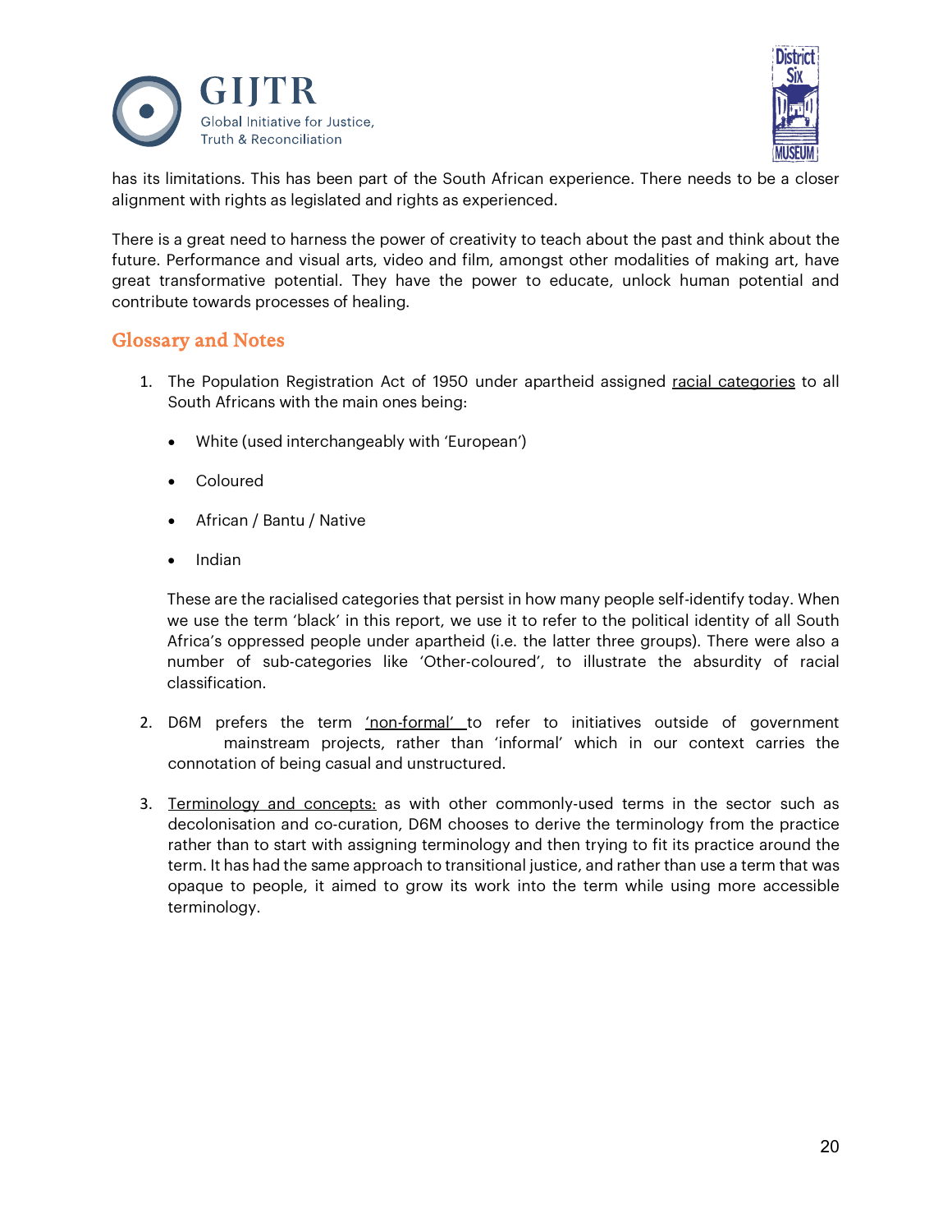has its limitations. This has been part of the South African experience. There needs to be a closer alignment with rights as legislated and rights as experienced.

There is a great need to harness the power of creativity to teach about the past and think about the future. Performance and visual arts, video and film, amongst other modalities of making art, have great transformative potential. They have the power to educate, unlock human potential and contribute towards processes of healing.

## Glossary and Notes

1. The Population Registration Act of 1950 under apartheid assigned racial categories to all South Africans with the main ones being:

    - White (used interchangeably with 'European')
    - Coloured
    - African / Bantu / Native
    - Indian

    These are the racialised categories that persist in how many people self-identify today. When we use the term 'black' in this report, we use it to refer to the political identity of all South Africa's oppressed people under apartheid (i.e. the latter three groups). There were also a number of sub-categories like 'Other-coloured', to illustrate the absurdity of racial classification.

2. D6M prefers the term 'non-formal' to refer to initiatives outside of government mainstream projects, rather than 'informal' which in our context carries the connotation of being casual and unstructured.

3. Terminology and concepts: as with other commonly-used terms in the sector such as decolonisation and co-curation, D6M chooses to derive the terminology from the practice rather than to start with assigning terminology and then trying to fit its practice around the term. It has had the same approach to transitional justice, and rather than use a term that was opaque to people, it aimed to grow its work into the term while using more accessible terminology.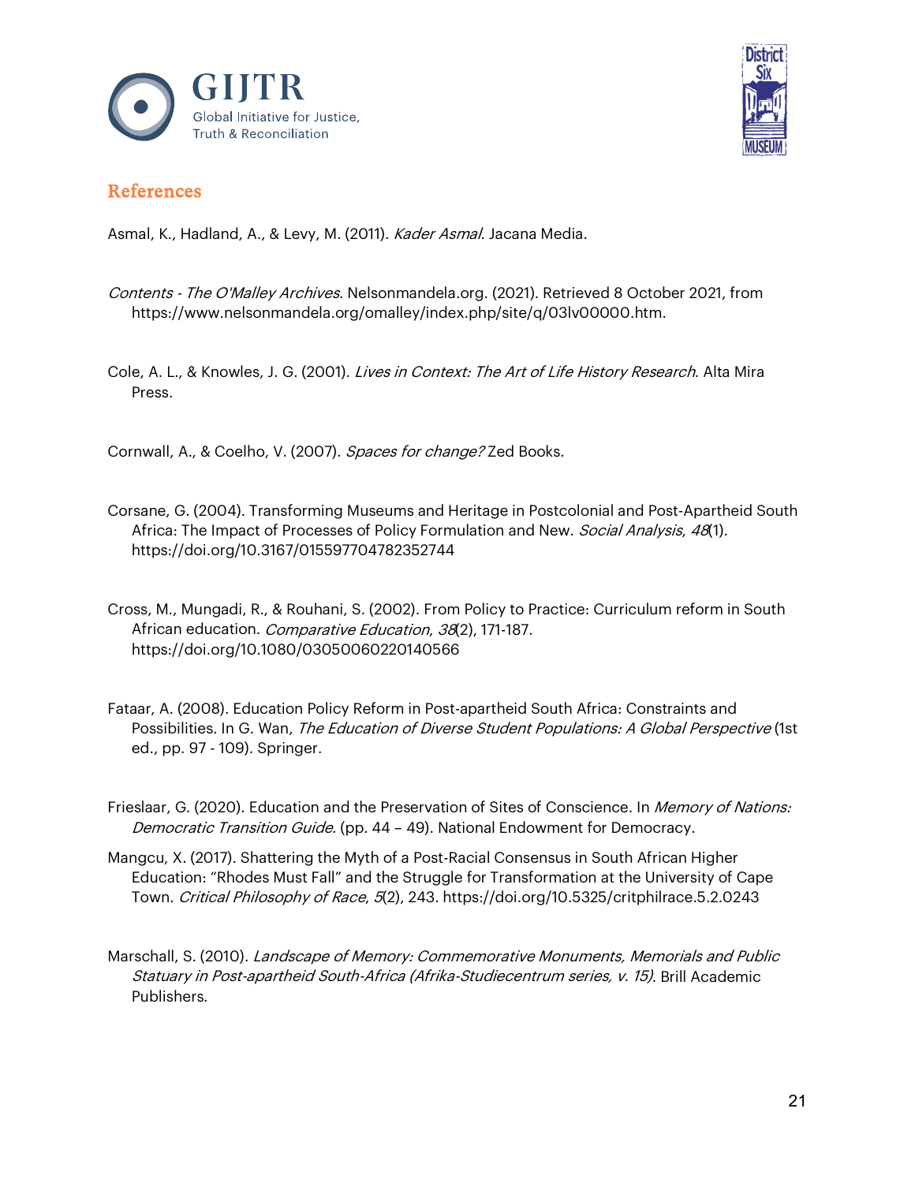## References

Asmal, K., Hadland, A., & Levy, M. (2011). *Kader Asmal*. Jacana Media.

*Contents - The O'Malley Archives*. Nelsonmandela.org. (2021). Retrieved 8 October 2021, from https://www.nelsonmandela.org/omalley/index.php/site/q/03lv00000.htm.

Cole, A. L., & Knowles, J. G. (2001). *Lives in Context: The Art of Life History Research*. Alta Mira Press.

Cornwall, A., & Coelho, V. (2007). *Spaces for change?* Zed Books.

Corsane, G. (2004). Transforming Museums and Heritage in Postcolonial and Post-Apartheid South Africa: The Impact of Processes of Policy Formulation and New. *Social Analysis*, *48*(1). https://doi.org/10.3167/015597704782352744

Cross, M., Mungadi, R., & Rouhani, S. (2002). From Policy to Practice: Curriculum reform in South African education. *Comparative Education*, *38*(2), 171-187. https://doi.org/10.1080/03050060220140566

Fataar, A. (2008). Education Policy Reform in Post-apartheid South Africa: Constraints and Possibilities. In G. Wan, *The Education of Diverse Student Populations: A Global Perspective* (1st ed., pp. 97 - 109). Springer.

Frieslaar, G. (2020). Education and the Preservation of Sites of Conscience. In *Memory of Nations: Democratic Transition Guide.* (pp. 44 – 49). National Endowment for Democracy.

Mangcu, X. (2017). Shattering the Myth of a Post-Racial Consensus in South African Higher Education: "Rhodes Must Fall" and the Struggle for Transformation at the University of Cape Town. *Critical Philosophy of Race*, *5*(2), 243. https://doi.org/10.5325/critphilrace.5.2.0243

Marschall, S. (2010). *Landscape of Memory: Commemorative Monuments, Memorials and Public Statuary in Post-apartheid South-Africa (Afrika-Studiecentrum series, v. 15)*. Brill Academic Publishers.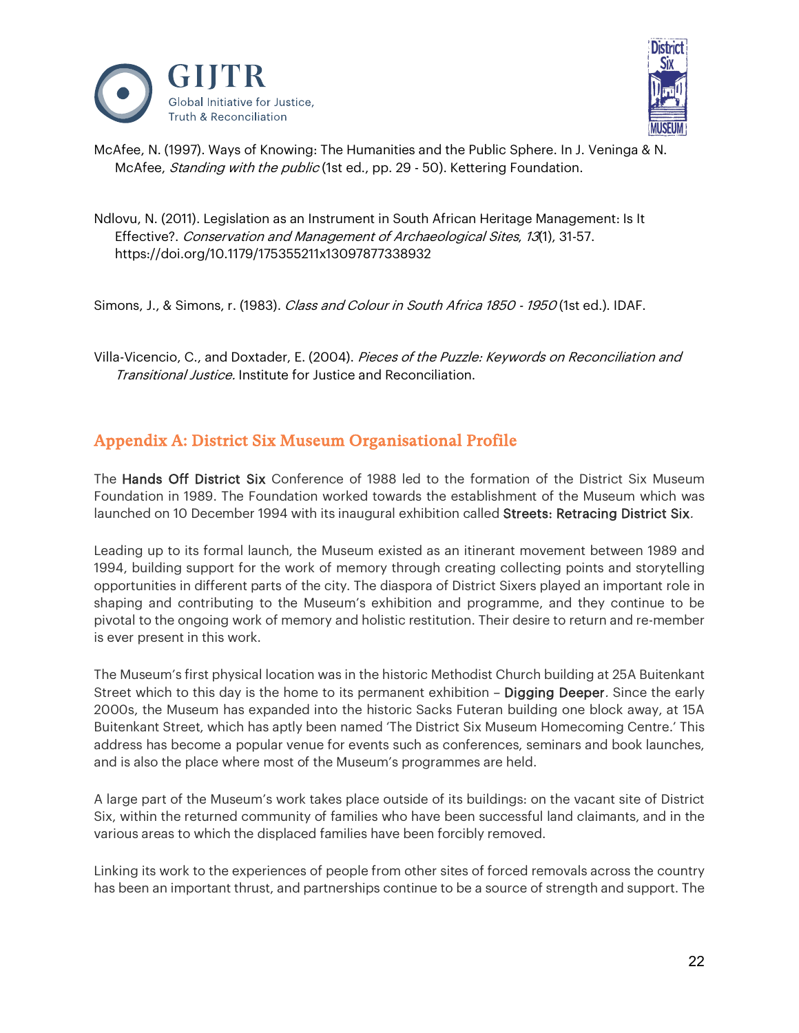McAfee, N. (1997). Ways of Knowing: The Humanities and the Public Sphere. In J. Veninga & N. McAfee, *Standing with the public* (1st ed., pp. 29 - 50). Kettering Foundation.

Ndlovu, N. (2011). Legislation as an Instrument in South African Heritage Management: Is It Effective?. *Conservation and Management of Archaeological Sites*, *13*(1), 31-57. https://doi.org/10.1179/175355211x13097877338932

Simons, J., & Simons, r. (1983). *Class and Colour in South Africa 1850 - 1950* (1st ed.). IDAF.

Villa-Vicencio, C., and Doxtader, E. (2004). *Pieces of the Puzzle: Keywords on Reconciliation and Transitional Justice.* Institute for Justice and Reconciliation.

## Appendix A: District Six Museum Organisational Profile

The **Hands Off District Six** Conference of 1988 led to the formation of the District Six Museum Foundation in 1989. The Foundation worked towards the establishment of the Museum which was launched on 10 December 1994 with its inaugural exhibition called **Streets: Retracing District Six**.

Leading up to its formal launch, the Museum existed as an itinerant movement between 1989 and 1994, building support for the work of memory through creating collecting points and storytelling opportunities in different parts of the city. The diaspora of District Sixers played an important role in shaping and contributing to the Museum's exhibition and programme, and they continue to be pivotal to the ongoing work of memory and holistic restitution. Their desire to return and re-member is ever present in this work.

The Museum's first physical location was in the historic Methodist Church building at 25A Buitenkant Street which to this day is the home to its permanent exhibition – **Digging Deeper**. Since the early 2000s, the Museum has expanded into the historic Sacks Futeran building one block away, at 15A Buitenkant Street, which has aptly been named 'The District Six Museum Homecoming Centre.' This address has become a popular venue for events such as conferences, seminars and book launches, and is also the place where most of the Museum's programmes are held.

A large part of the Museum's work takes place outside of its buildings: on the vacant site of District Six, within the returned community of families who have been successful land claimants, and in the various areas to which the displaced families have been forcibly removed.

Linking its work to the experiences of people from other sites of forced removals across the country has been an important thrust, and partnerships continue to be a source of strength and support. The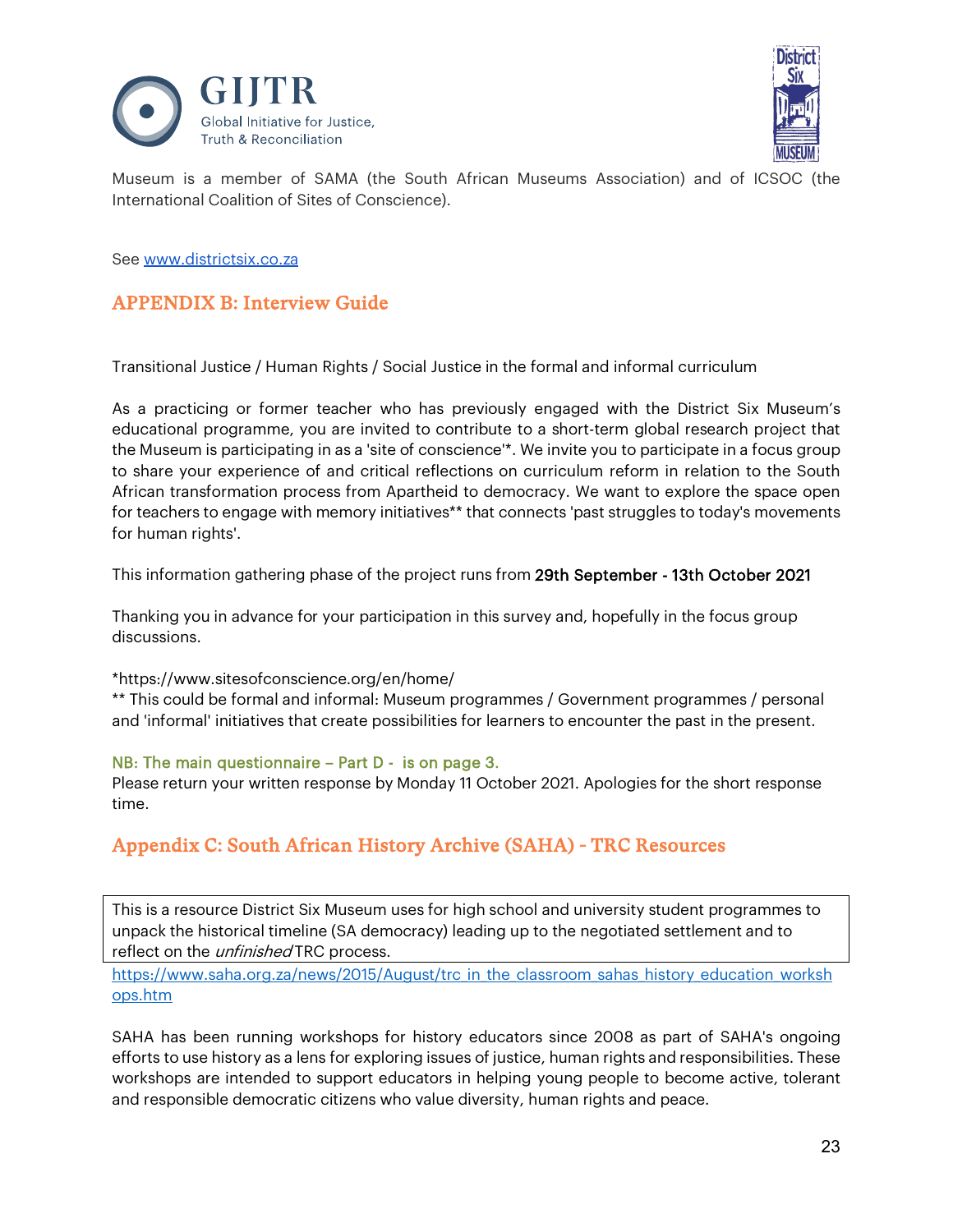Museum is a member of SAMA (the South African Museums Association) and of ICSOC (the International Coalition of Sites of Conscience).

See [www.districtsix.co.za](www.districtsix.co.za)

## APPENDIX B: Interview Guide

Transitional Justice / Human Rights / Social Justice in the formal and informal curriculum

As a practicing or former teacher who has previously engaged with the District Six Museum's educational programme, you are invited to contribute to a short-term global research project that the Museum is participating in as a 'site of conscience'*. We invite you to participate in a focus group to share your experience of and critical reflections on curriculum reform in relation to the South African transformation process from Apartheid to democracy. We want to explore the space open for teachers to engage with memory initiatives** that connects 'past struggles to today's movements for human rights'.

This information gathering phase of the project runs from **29th September - 13th October 2021**

Thanking you in advance for your participation in this survey and, hopefully in the focus group discussions.

*https://www.sitesofconscience.org/en/home/
** This could be formal and informal: Museum programmes / Government programmes / personal and 'informal' initiatives that create possibilities for learners to encounter the past in the present.

NB: The main questionnaire – Part D - is on page 3.
Please return your written response by Monday 11 October 2021. Apologies for the short response time.

## Appendix C: South African History Archive (SAHA) - TRC Resources

This is a resource District Six Museum uses for high school and university student programmes to unpack the historical timeline (SA democracy) leading up to the negotiated settlement and to reflect on the *unfinished* TRC process.

[https://www.saha.org.za/news/2015/August/trc_in_the_classroom_sahas_history_education_workshops.htm](https://www.saha.org.za/news/2015/August/trc_in_the_classroom_sahas_history_education_workshops.htm)

SAHA has been running workshops for history educators since 2008 as part of SAHA's ongoing efforts to use history as a lens for exploring issues of justice, human rights and responsibilities. These workshops are intended to support educators in helping young people to become active, tolerant and responsible democratic citizens who value diversity, human rights and peace.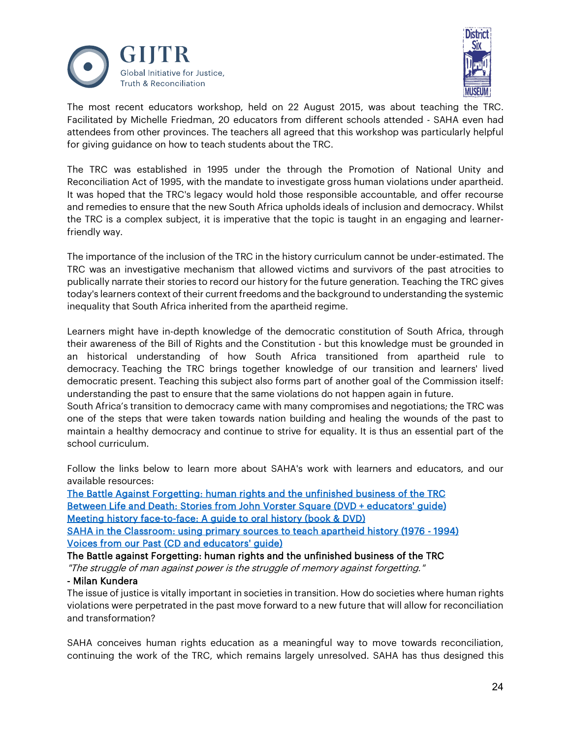The most recent educators workshop, held on 22 August 2015, was about teaching the TRC. Facilitated by Michelle Friedman, 20 educators from different schools attended - SAHA even had attendees from other provinces. The teachers all agreed that this workshop was particularly helpful for giving guidance on how to teach students about the TRC.

The TRC was established in 1995 under the through the Promotion of National Unity and Reconciliation Act of 1995, with the mandate to investigate gross human violations under apartheid. It was hoped that the TRC's legacy would hold those responsible accountable, and offer recourse and remedies to ensure that the new South Africa upholds ideals of inclusion and democracy. Whilst the TRC is a complex subject, it is imperative that the topic is taught in an engaging and learner-friendly way.

The importance of the inclusion of the TRC in the history curriculum cannot be under-estimated. The TRC was an investigative mechanism that allowed victims and survivors of the past atrocities to publically narrate their stories to record our history for the future generation. Teaching the TRC gives today's learners context of their current freedoms and the background to understanding the systemic inequality that South Africa inherited from the apartheid regime.

Learners might have in-depth knowledge of the democratic constitution of South Africa, through their awareness of the Bill of Rights and the Constitution - but this knowledge must be grounded in an historical understanding of how South Africa transitioned from apartheid rule to democracy. Teaching the TRC brings together knowledge of our transition and learners' lived democratic present. Teaching this subject also forms part of another goal of the Commission itself: understanding the past to ensure that the same violations do not happen again in future.
South Africa's transition to democracy came with many compromises and negotiations; the TRC was one of the steps that were taken towards nation building and healing the wounds of the past to maintain a healthy democracy and continue to strive for equality. It is thus an essential part of the school curriculum.

Follow the links below to learn more about SAHA's work with learners and educators, and our available resources:
The Battle Against Forgetting: human rights and the unfinished business of the TRC
Between Life and Death: Stories from John Vorster Square (DVD + educators' guide)
Meeting history face-to-face: A guide to oral history (book & DVD)
SAHA in the Classroom: using primary sources to teach apartheid history (1976 - 1994)
Voices from our Past (CD and educators' guide)

The Battle against Forgetting: human rights and the unfinished business of the TRC

*"The struggle of man against power is the struggle of memory against forgetting."*
- Milan Kundera

The issue of justice is vitally important in societies in transition. How do societies where human rights violations were perpetrated in the past move forward to a new future that will allow for reconciliation and transformation?

SAHA conceives human rights education as a meaningful way to move towards reconciliation, continuing the work of the TRC, which remains largely unresolved. SAHA has thus designed this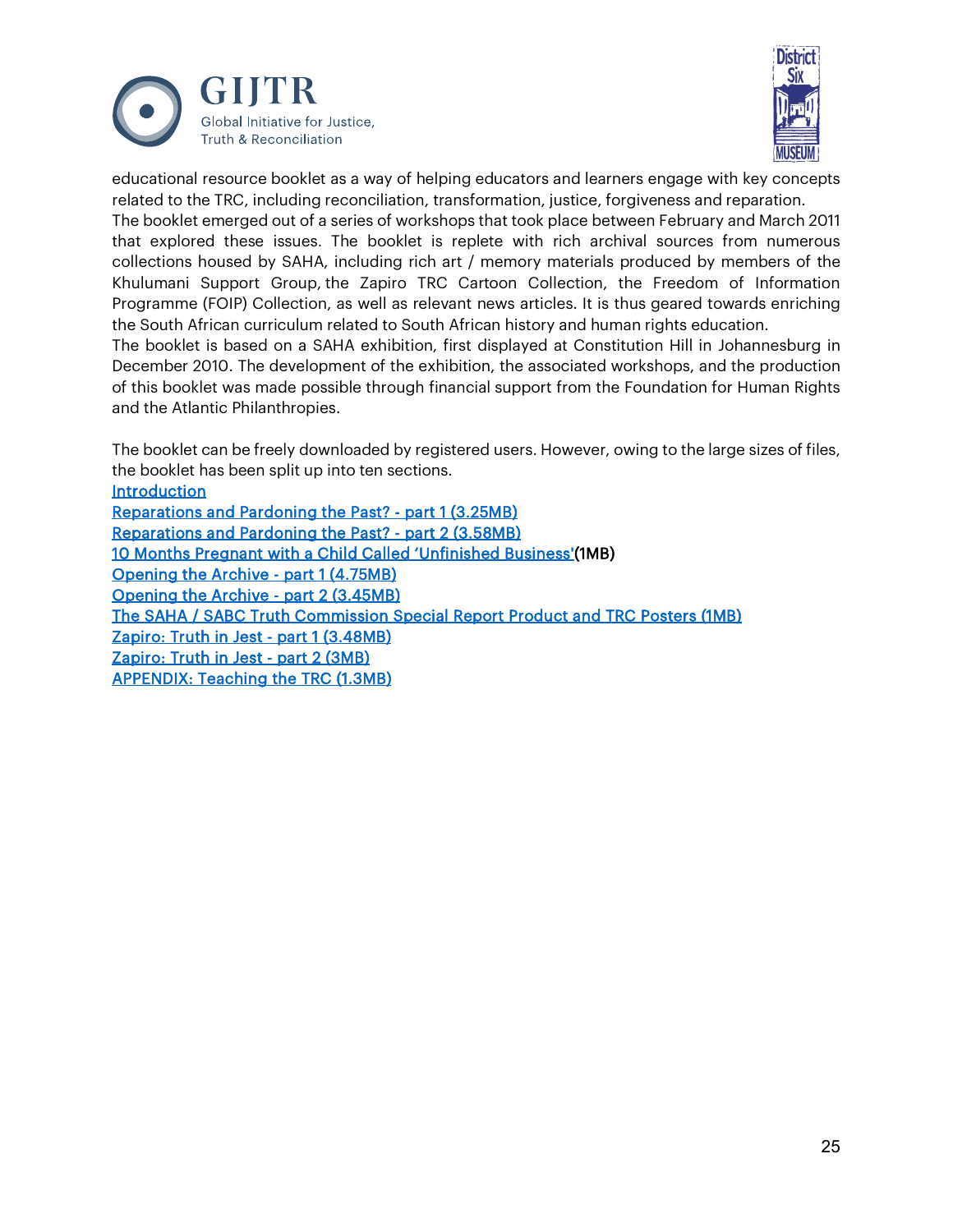educational resource booklet as a way of helping educators and learners engage with key concepts related to the TRC, including reconciliation, transformation, justice, forgiveness and reparation.
The booklet emerged out of a series of workshops that took place between February and March 2011 that explored these issues. The booklet is replete with rich archival sources from numerous collections housed by SAHA, including rich art / memory materials produced by members of the Khulumani Support Group, the Zapiro TRC Cartoon Collection, the Freedom of Information Programme (FOIP) Collection, as well as relevant news articles. It is thus geared towards enriching the South African curriculum related to South African history and human rights education.
The booklet is based on a SAHA exhibition, first displayed at Constitution Hill in Johannesburg in December 2010. The development of the exhibition, the associated workshops, and the production of this booklet was made possible through financial support from the Foundation for Human Rights and the Atlantic Philanthropies.

The booklet can be freely downloaded by registered users. However, owing to the large sizes of files, the booklet has been split up into ten sections.
Introduction
Reparations and Pardoning the Past? - part 1 (3.25MB)
Reparations and Pardoning the Past? - part 2 (3.58MB)
10 Months Pregnant with a Child Called 'Unfinished Business'(1MB)
Opening the Archive - part 1 (4.75MB)
Opening the Archive - part 2 (3.45MB)
The SAHA / SABC Truth Commission Special Report Product and TRC Posters (1MB)
Zapiro: Truth in Jest - part 1 (3.48MB)
Zapiro: Truth in Jest - part 2 (3MB)
APPENDIX: Teaching the TRC (1.3MB)